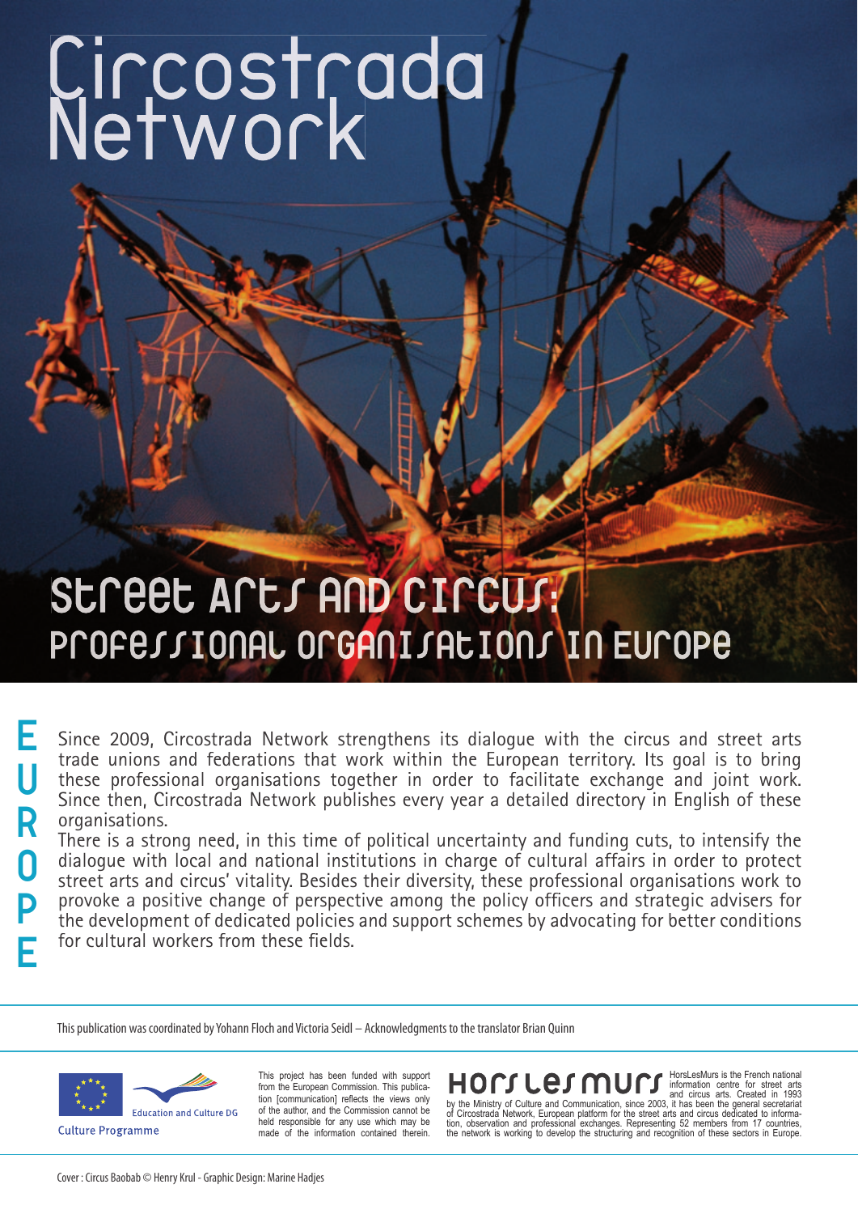# Circostrada Network

## Street Arts and Circus: Professional Organisations in Europe

EUROPE

Since 2009, Circostrada Network strengthens its dialogue with the circus and street arts trade unions and federations that work within the European territory. Its goal is to bring these professional organisations together in order to facilitate exchange and joint work. Since then, Circostrada Network publishes every year a detailed directory in English of these organisations.

There is a strong need, in this time of political uncertainty and funding cuts, to intensify the dialogue with local and national institutions in charge of cultural affairs in order to protect street arts and circus' vitality. Besides their diversity, these professional organisations work to provoke a positive change of perspective among the policy officers and strategic advisers for the development of dedicated policies and support schemes by advocating for better conditions for cultural workers from these fields.

This publication was coordinated by Yohann Floch and Victoria Seidl – Acknowledgments to the translator Brian Quinn

Education and Culture DG

Culture Programme

This project has been funded with support from the European Commission. This publication [communication] reflects the views only of the author, and the Commission cannot be held responsible for any use which may be made of the information contained therein.

HorsLesMurs

HorsLesMurs is the French national information centre for street arts and circus arts. Created in 1993 by the Ministry of Culture and Communication, since 2003, it has been the general secretariat of Circostrada Network, European platform for the street arts and circus dedicated to information, observation and professional exchanges. Representing 52 members from 17 countries, the network is working to develop the structuring and recognition of these sectors in Europe.

Cover : Circus Baobab © Henry Krul - Graphic Design: Marine Hadjes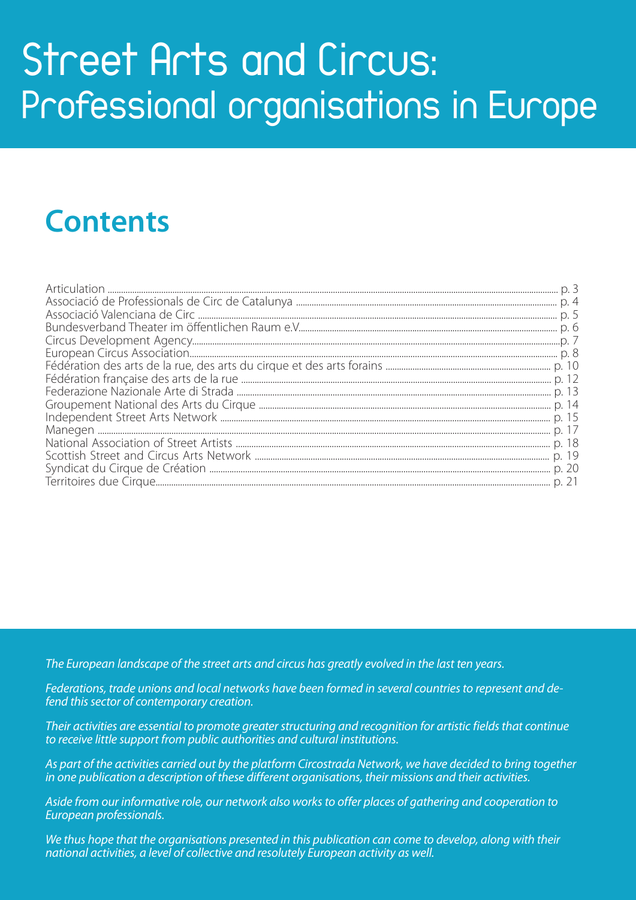# Street Arts and Circus: Professional organisations in Europe

## Contents

Articulation ........ p. 3
Associació de Professionals de Circ de Catalunya ........ p. 4
Associació Valenciana de Circ ........ p. 5
Bundesverband Theater im öffentlichen Raum e.V. ........ p. 6
Circus Development Agency ........ p. 7
European Circus Association ........ p. 8
Fédération des arts de la rue, des arts du cirque et des arts forains ........ p. 10
Fédération française des arts de la rue ........ p. 12
Federazione Nazionale Arte di Strada ........ p. 13
Groupement National des Arts du Cirque ........ p. 14
Independent Street Arts Network ........ p. 15
Manegen ........ p. 17
National Association of Street Artists ........ p. 18
Scottish Street and Circus Arts Network ........ p. 19
Syndicat du Cirque de Création ........ p. 20
Territoires due Cirque ........ p. 21

*The European landscape of the street arts and circus has greatly evolved in the last ten years.*

*Federations, trade unions and local networks have been formed in several countries to represent and defend this sector of contemporary creation.*

*Their activities are essential to promote greater structuring and recognition for artistic fields that continue to receive little support from public authorities and cultural institutions.*

*As part of the activities carried out by the platform Circostrada Network, we have decided to bring together in one publication a description of these different organisations, their missions and their activities.*

*Aside from our informative role, our network also works to offer places of gathering and cooperation to European professionals.*

*We thus hope that the organisations presented in this publication can come to develop, along with their national activities, a level of collective and resolutely European activity as well.*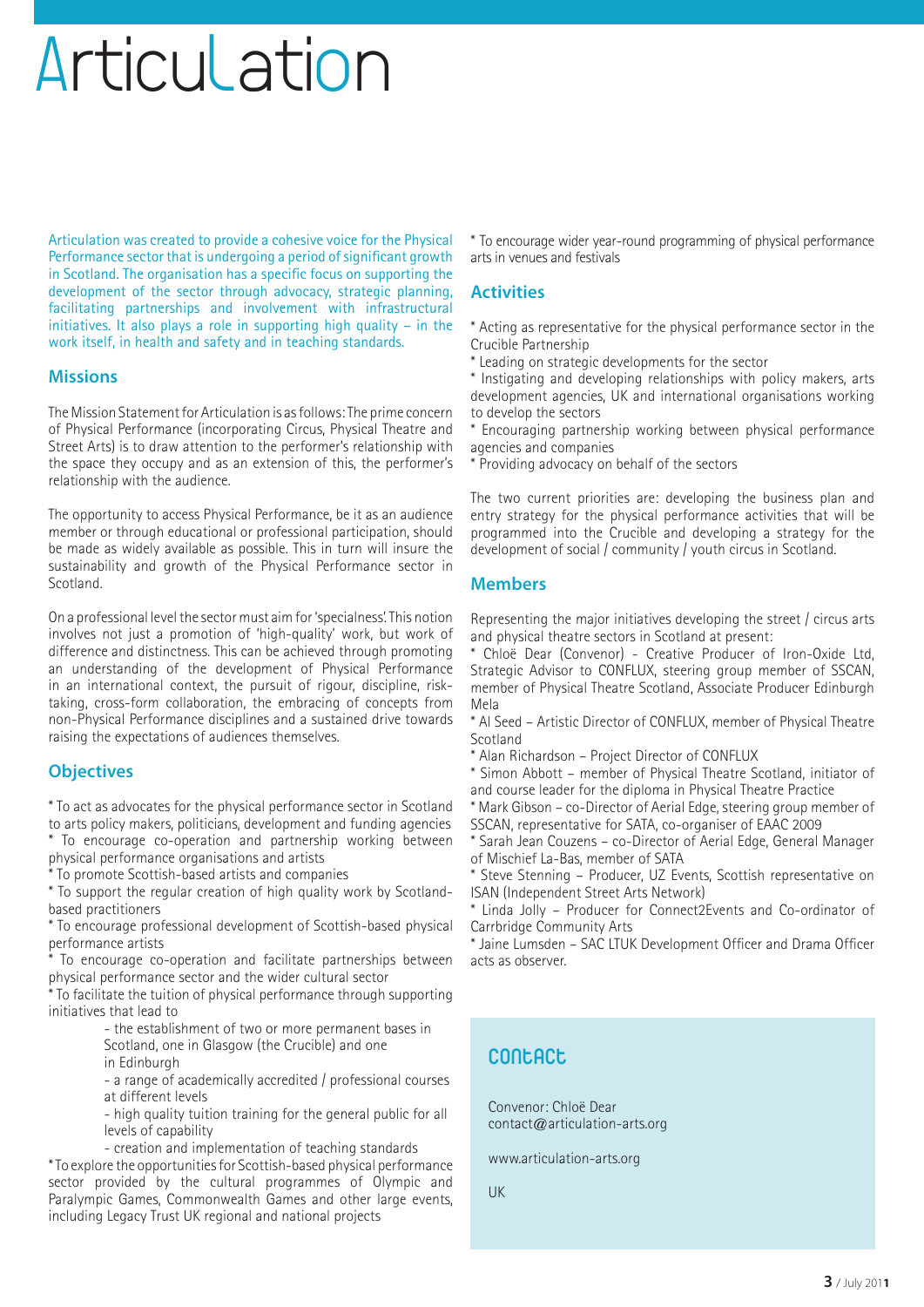# ArticuLation

Articulation was created to provide a cohesive voice for the Physical Performance sector that is undergoing a period of significant growth in Scotland. The organisation has a specific focus on supporting the development of the sector through advocacy, strategic planning, facilitating partnerships and involvement with infrastructural initiatives. It also plays a role in supporting high quality – in the work itself, in health and safety and in teaching standards.

## Missions

The Mission Statement for Articulation is as follows: The prime concern of Physical Performance (incorporating Circus, Physical Theatre and Street Arts) is to draw attention to the performer's relationship with the space they occupy and as an extension of this, the performer's relationship with the audience.

The opportunity to access Physical Performance, be it as an audience member or through educational or professional participation, should be made as widely available as possible. This in turn will insure the sustainability and growth of the Physical Performance sector in Scotland.

On a professional level the sector must aim for 'specialness'. This notion involves not just a promotion of 'high-quality' work, but work of difference and distinctness. This can be achieved through promoting an understanding of the development of Physical Performance in an international context, the pursuit of rigour, discipline, risk-taking, cross-form collaboration, the embracing of concepts from non-Physical Performance disciplines and a sustained drive towards raising the expectations of audiences themselves.

## Objectives

* To act as advocates for the physical performance sector in Scotland to arts policy makers, politicians, development and funding agencies
* To encourage co-operation and partnership working between physical performance organisations and artists
* To promote Scottish-based artists and companies
* To support the regular creation of high quality work by Scotland-based practitioners
* To encourage professional development of Scottish-based physical performance artists
* To encourage co-operation and facilitate partnerships between physical performance sector and the wider cultural sector
* To facilitate the tuition of physical performance through supporting initiatives that lead to
  - the establishment of two or more permanent bases in Scotland, one in Glasgow (the Crucible) and one in Edinburgh
  - a range of academically accredited / professional courses at different levels
  - high quality tuition training for the general public for all levels of capability
  - creation and implementation of teaching standards
* To explore the opportunities for Scottish-based physical performance sector provided by the cultural programmes of Olympic and Paralympic Games, Commonwealth Games and other large events, including Legacy Trust UK regional and national projects
* To encourage wider year-round programming of physical performance arts in venues and festivals

## Activities

* Acting as representative for the physical performance sector in the Crucible Partnership
* Leading on strategic developments for the sector
* Instigating and developing relationships with policy makers, arts development agencies, UK and international organisations working to develop the sectors
* Encouraging partnership working between physical performance agencies and companies
* Providing advocacy on behalf of the sectors

The two current priorities are: developing the business plan and entry strategy for the physical performance activities that will be programmed into the Crucible and developing a strategy for the development of social / community / youth circus in Scotland.

## Members

Representing the major initiatives developing the street / circus arts and physical theatre sectors in Scotland at present:

* Chloë Dear (Convenor) - Creative Producer of Iron-Oxide Ltd, Strategic Advisor to CONFLUX, steering group member of SSCAN, member of Physical Theatre Scotland, Associate Producer Edinburgh Mela
* Al Seed – Artistic Director of CONFLUX, member of Physical Theatre Scotland
* Alan Richardson – Project Director of CONFLUX
* Simon Abbott – member of Physical Theatre Scotland, initiator of and course leader for the diploma in Physical Theatre Practice
* Mark Gibson – co-Director of Aerial Edge, steering group member of SSCAN, representative for SATA, co-organiser of EAAC 2009
* Sarah Jean Couzens – co-Director of Aerial Edge, General Manager of Mischief La-Bas, member of SATA
* Steve Stenning – Producer, UZ Events, Scottish representative on ISAN (Independent Street Arts Network)
* Linda Jolly – Producer for Connect2Events and Co-ordinator of Carrbridge Community Arts
* Jaine Lumsden – SAC LTUK Development Officer and Drama Officer acts as observer.

## Contact

Convenor: Chloë Dear
contact@articulation-arts.org

www.articulation-arts.org

UK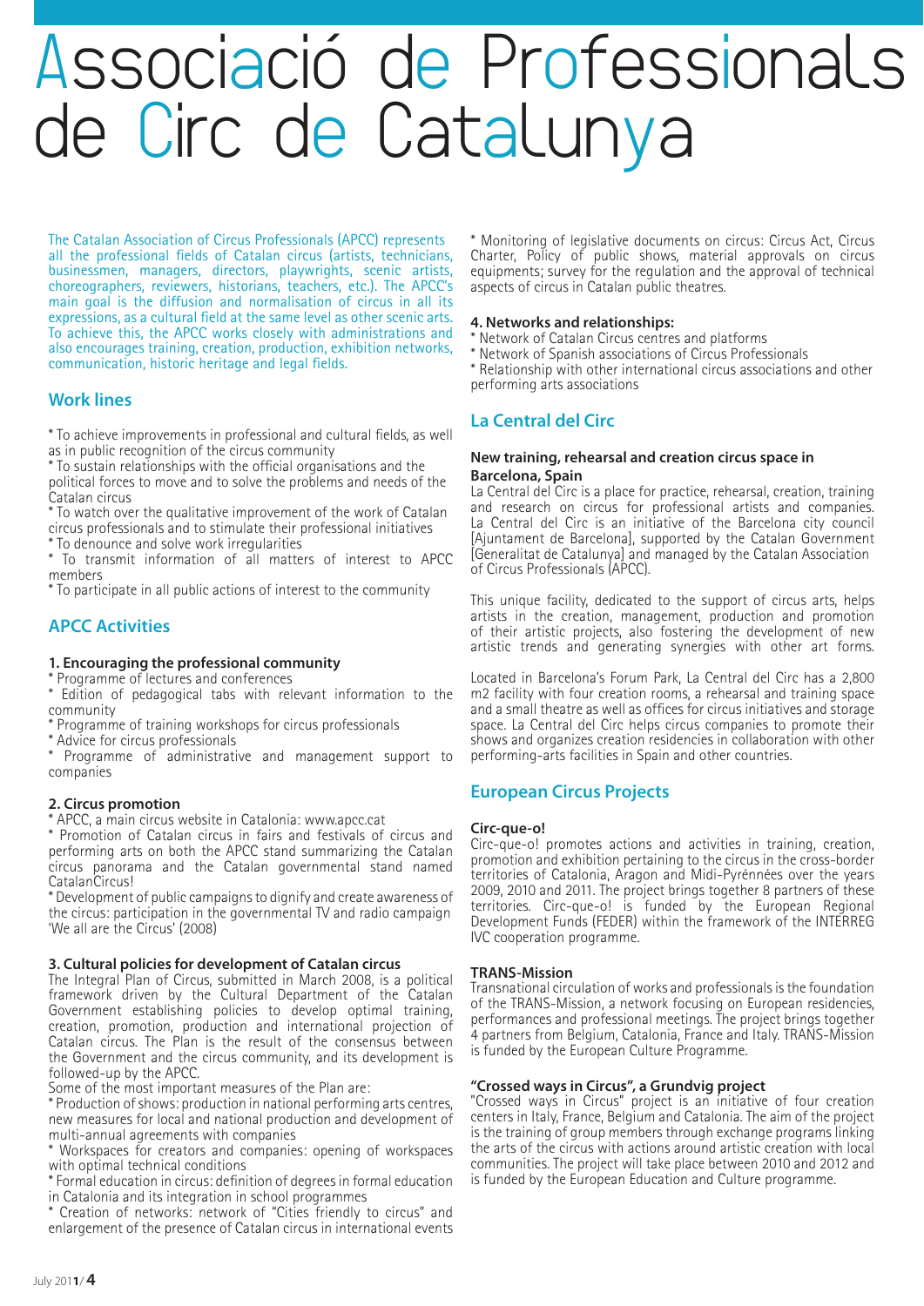# Associació de Professionals de Circ de Catalunya

The Catalan Association of Circus Professionals (APCC) represents all the professional fields of Catalan circus (artists, technicians, businessmen, managers, directors, playwrights, scenic artists, choreographers, reviewers, historians, teachers, etc.). The APCC's main goal is the diffusion and normalisation of circus in all its expressions, as a cultural field at the same level as other scenic arts. To achieve this, the APCC works closely with administrations and also encourages training, creation, production, exhibition networks, communication, historic heritage and legal fields.

## Work lines

* To achieve improvements in professional and cultural fields, as well as in public recognition of the circus community
* To sustain relationships with the official organisations and the political forces to move and to solve the problems and needs of the Catalan circus
* To watch over the qualitative improvement of the work of Catalan circus professionals and to stimulate their professional initiatives
* To denounce and solve work irregularities
* To transmit information of all matters of interest to APCC members
* To participate in all public actions of interest to the community

## APCC Activities

### 1. Encouraging the professional community

* Programme of lectures and conferences
* Edition of pedagogical tabs with relevant information to the community
* Programme of training workshops for circus professionals
* Advice for circus professionals
* Programme of administrative and management support to companies

### 2. Circus promotion

* APCC, a main circus website in Catalonia: www.apcc.cat
* Promotion of Catalan circus in fairs and festivals of circus and performing arts on both the APCC stand summarizing the Catalan circus panorama and the Catalan governmental stand named CatalanCircus!
* Development of public campaigns to dignify and create awareness of the circus: participation in the governmental TV and radio campaign 'We all are the Circus' (2008)

### 3. Cultural policies for development of Catalan circus

The Integral Plan of Circus, submitted in March 2008, is a political framework driven by the Cultural Department of the Catalan Government establishing policies to develop optimal training, creation, promotion, production and international projection of Catalan circus. The Plan is the result of the consensus between the Government and the circus community, and its development is followed-up by the APCC.

Some of the most important measures of the Plan are:

* Production of shows: production in national performing arts centres, new measures for local and national production and development of multi-annual agreements with companies
* Workspaces for creators and companies: opening of workspaces with optimal technical conditions
* Formal education in circus: definition of degrees in formal education in Catalonia and its integration in school programmes
* Creation of networks: network of "Cities friendly to circus" and enlargement of the presence of Catalan circus in international events
* Monitoring of legislative documents on circus: Circus Act, Circus Charter, Policy of public shows, material approvals on circus equipments; survey for the regulation and the approval of technical aspects of circus in Catalan public theatres.

### 4. Networks and relationships:

* Network of Catalan Circus centres and platforms
* Network of Spanish associations of Circus Professionals
* Relationship with other international circus associations and other performing arts associations

## La Central del Circ

### New training, rehearsal and creation circus space in Barcelona, Spain

La Central del Circ is a place for practice, rehearsal, creation, training and research on circus for professional artists and companies. La Central del Circ is an initiative of the Barcelona city council [Ajuntament de Barcelona], supported by the Catalan Government [Generalitat de Catalunya] and managed by the Catalan Association of Circus Professionals (APCC).

This unique facility, dedicated to the support of circus arts, helps artists in the creation, management, production and promotion of their artistic projects, also fostering the development of new artistic trends and generating synergies with other art forms.

Located in Barcelona's Forum Park, La Central del Circ has a 2,800 m2 facility with four creation rooms, a rehearsal and training space and a small theatre as well as offices for circus initiatives and storage space. La Central del Circ helps circus companies to promote their shows and organizes creation residencies in collaboration with other performing-arts facilities in Spain and other countries.

## European Circus Projects

### Circ-que-o!

Circ-que-o! promotes actions and activities in training, creation, promotion and exhibition pertaining to the circus in the cross-border territories of Catalonia, Aragon and Midi-Pyrénées over the years 2009, 2010 and 2011. The project brings together 8 partners of these territories. Circ-que-o! is funded by the European Regional Development Funds (FEDER) within the framework of the INTERREG IVC cooperation programme.

### TRANS-Mission

Transnational circulation of works and professionals is the foundation of the TRANS-Mission, a network focusing on European residencies, performances and professional meetings. The project brings together 4 partners from Belgium, Catalonia, France and Italy. TRANS-Mission is funded by the European Culture Programme.

### "Crossed ways in Circus", a Grundvig project

"Crossed ways in Circus" project is an initiative of four creation centers in Italy, France, Belgium and Catalonia. The aim of the project is the training of group members through exchange programs linking the arts of the circus with actions around artistic creation with local communities. The project will take place between 2010 and 2012 and is funded by the European Education and Culture programme.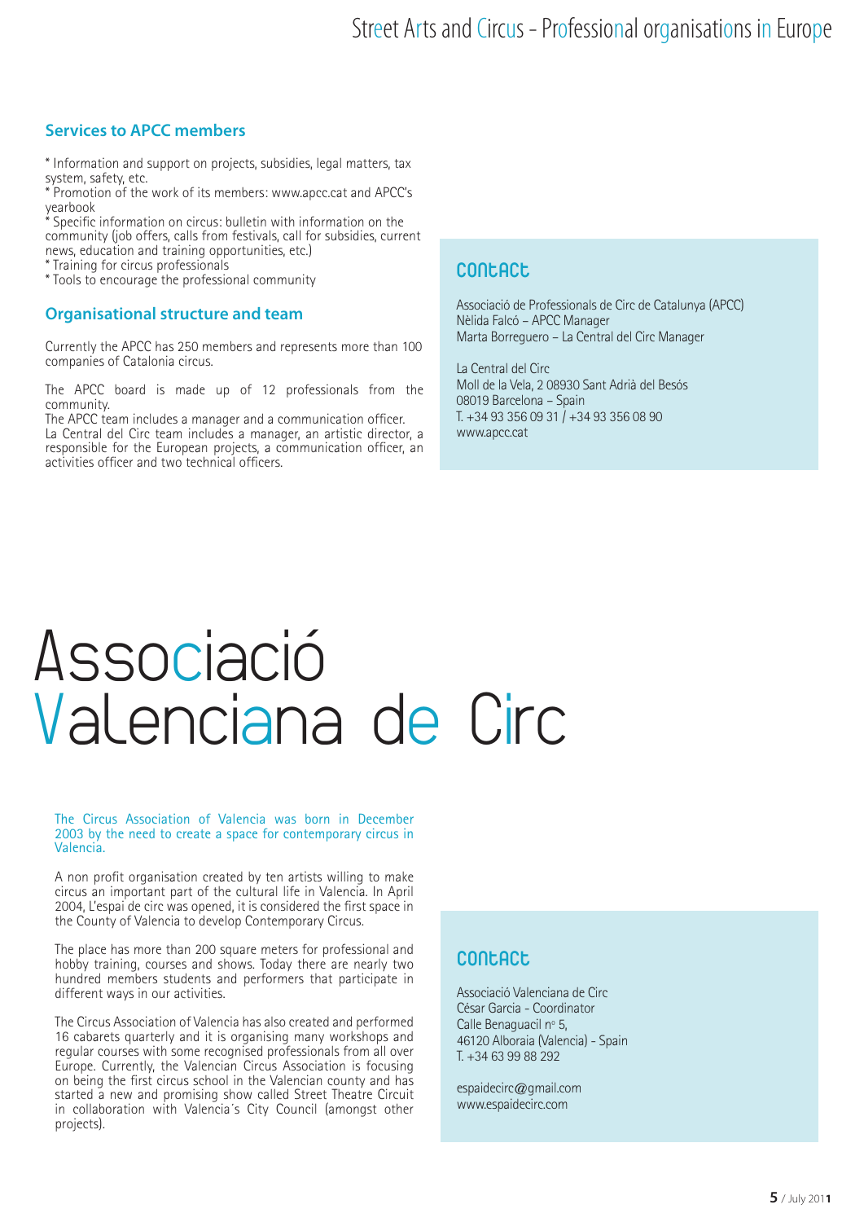### Services to APCC members

* Information and support on projects, subsidies, legal matters, tax system, safety, etc.
* Promotion of the work of its members: www.apcc.cat and APCC's yearbook
* Specific information on circus: bulletin with information on the community (job offers, calls from festivals, call for subsidies, current news, education and training opportunities, etc.)
* Training for circus professionals
* Tools to encourage the professional community

### Organisational structure and team

Currently the APCC has 250 members and represents more than 100 companies of Catalonia circus.

The APCC board is made up of 12 professionals from the community.
The APCC team includes a manager and a communication officer.
La Central del Circ team includes a manager, an artistic director, a responsible for the European projects, a communication officer, an activities officer and two technical officers.

### Contact

Associació de Professionals de Circ de Catalunya (APCC)
Nèlida Falcó – APCC Manager
Marta Borreguero – La Central del Circ Manager

La Central del Circ
Moll de la Vela, 2 08930 Sant Adrià del Besós
08019 Barcelona – Spain
T. +34 93 356 09 31 / +34 93 356 08 90
www.apcc.cat

# Associació Valenciana de Circ

The Circus Association of Valencia was born in December 2003 by the need to create a space for contemporary circus in Valencia.

A non profit organisation created by ten artists willing to make circus an important part of the cultural life in Valencia. In April 2004, L'espai de circ was opened, it is considered the first space in the County of Valencia to develop Contemporary Circus.

The place has more than 200 square meters for professional and hobby training, courses and shows. Today there are nearly two hundred members students and performers that participate in different ways in our activities.

The Circus Association of Valencia has also created and performed 16 cabarets quarterly and it is organising many workshops and regular courses with some recognised professionals from all over Europe. Currently, the Valencian Circus Association is focusing on being the first circus school in the Valencian county and has started a new and promising show called Street Theatre Circuit in collaboration with Valencia´s City Council (amongst other projects).

### Contact

Associació Valenciana de Circ
César Garcia - Coordinator
Calle Benaguacil nº 5,
46120 Alboraia (Valencia) - Spain
T. +34 63 99 88 292

espaidecirc@gmail.com
www.espaidecirc.com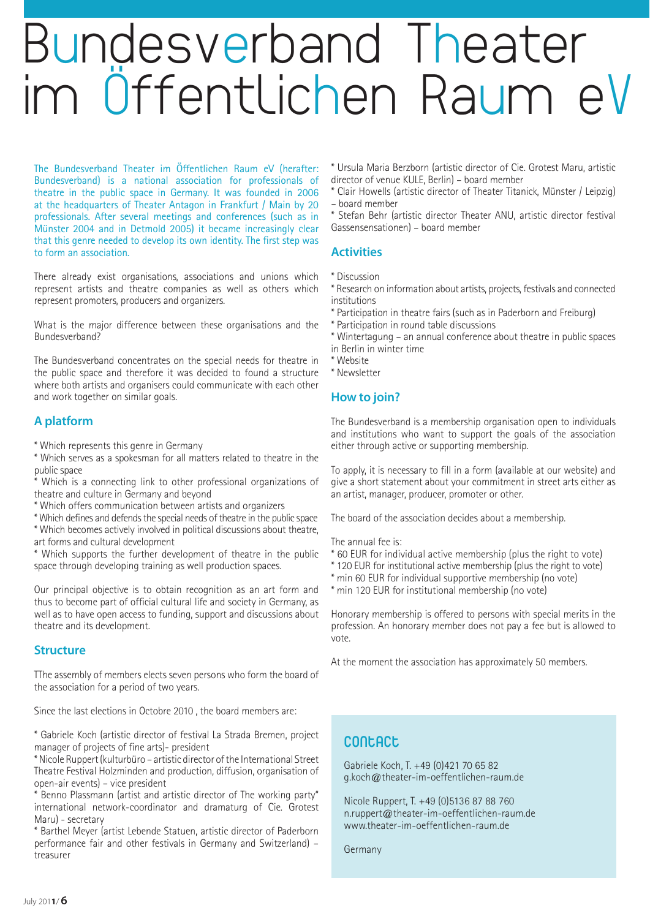# Bundesverband Theater im Öffentlichen Raum eV

The Bundesverband Theater im Öffentlichen Raum eV (herafter: Bundesverband) is a national association for professionals of theatre in the public space in Germany. It was founded in 2006 at the headquarters of Theater Antagon in Frankfurt / Main by 20 professionals. After several meetings and conferences (such as in Münster 2004 and in Detmold 2005) it became increasingly clear that this genre needed to develop its own identity. The first step was to form an association.

There already exist organisations, associations and unions which represent artists and theatre companies as well as others which represent promoters, producers and organizers.

What is the major difference between these organisations and the Bundesverband?

The Bundesverband concentrates on the special needs for theatre in the public space and therefore it was decided to found a structure where both artists and organisers could communicate with each other and work together on similar goals.

## A platform

* Which represents this genre in Germany
* Which serves as a spokesman for all matters related to theatre in the public space
* Which is a connecting link to other professional organizations of theatre and culture in Germany and beyond
* Which offers communication between artists and organizers
* Which defines and defends the special needs of theatre in the public space
* Which becomes actively involved in political discussions about theatre, art forms and cultural development
* Which supports the further development of theatre in the public space through developing training as well production spaces.

Our principal objective is to obtain recognition as an art form and thus to become part of official cultural life and society in Germany, as well as to have open access to funding, support and discussions about theatre and its development.

## Structure

TThe assembly of members elects seven persons who form the board of the association for a period of two years.

Since the last elections in Octobre 2010 , the board members are:

* Gabriele Koch (artistic director of festival La Strada Bremen, project manager of projects of fine arts)- president
* Nicole Ruppert (kulturbüro – artistic director of the International Street Theatre Festival Holzminden and production, diffusion, organisation of open-air events) – vice president
* Benno Plassmann (artist and artistic director of The working party" international network-coordinator and dramaturg of Cie. Grotest Maru) - secretary
* Barthel Meyer (artist Lebende Statuen, artistic director of Paderborn performance fair and other festivals in Germany and Switzerland) – treasurer
* Ursula Maria Berzborn (artistic director of Cie. Grotest Maru, artistic director of venue KULE, Berlin) – board member
* Clair Howells (artistic director of Theater Titanick, Münster / Leipzig) – board member
* Stefan Behr (artistic director Theater ANU, artistic director festival Gassensensationen) – board member

## Activities

* Discussion
* Research on information about artists, projects, festivals and connected institutions
* Participation in theatre fairs (such as in Paderborn and Freiburg)
* Participation in round table discussions
* Wintertagung – an annual conference about theatre in public spaces in Berlin in winter time
* Website
* Newsletter

## How to join?

The Bundesverband is a membership organisation open to individuals and institutions who want to support the goals of the association either through active or supporting membership.

To apply, it is necessary to fill in a form (available at our website) and give a short statement about your commitment in street arts either as an artist, manager, producer, promoter or other.

The board of the association decides about a membership.

The annual fee is:

* 60 EUR for individual active membership (plus the right to vote)
* 120 EUR for institutional active membership (plus the right to vote)
* min 60 EUR for individual supportive membership (no vote)
* min 120 EUR for institutional membership (no vote)

Honorary membership is offered to persons with special merits in the profession. An honorary member does not pay a fee but is allowed to vote.

At the moment the association has approximately 50 members.

## Contact

Gabriele Koch, T. +49 (0)421 70 65 82
g.koch@theater-im-oeffentlichen-raum.de

Nicole Ruppert, T. +49 (0)5136 87 88 760
n.ruppert@theater-im-oeffentlichen-raum.de
www.theater-im-oeffentlichen-raum.de

Germany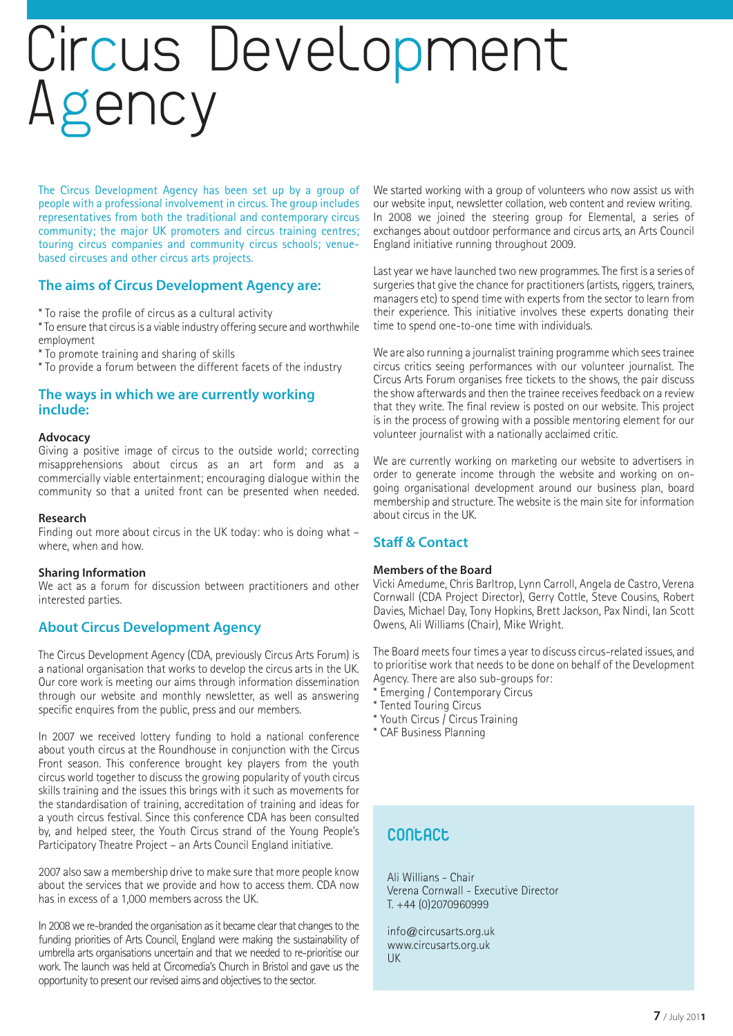# Circus Development Agency

The Circus Development Agency has been set up by a group of people with a professional involvement in circus. The group includes representatives from both the traditional and contemporary circus community; the major UK promoters and circus training centres; touring circus companies and community circus schools; venue-based circuses and other circus arts projects.

## The aims of Circus Development Agency are:

* To raise the profile of circus as a cultural activity
* To ensure that circus is a viable industry offering secure and worthwhile employment
* To promote training and sharing of skills
* To provide a forum between the different facets of the industry

## The ways in which we are currently working include:

**Advocacy**
Giving a positive image of circus to the outside world; correcting misapprehensions about circus as an art form and as a commercially viable entertainment; encouraging dialogue within the community so that a united front can be presented when needed.

**Research**
Finding out more about circus in the UK today: who is doing what – where, when and how.

**Sharing Information**
We act as a forum for discussion between practitioners and other interested parties.

## About Circus Development Agency

The Circus Development Agency (CDA, previously Circus Arts Forum) is a national organisation that works to develop the circus arts in the UK. Our core work is meeting our aims through information dissemination through our website and monthly newsletter, as well as answering specific enquires from the public, press and our members.

In 2007 we received lottery funding to hold a national conference about youth circus at the Roundhouse in conjunction with the Circus Front season. This conference brought key players from the youth circus world together to discuss the growing popularity of youth circus skills training and the issues this brings with it such as movements for the standardisation of training, accreditation of training and ideas for a youth circus festival. Since this conference CDA has been consulted by, and helped steer, the Youth Circus strand of the Young People's Participatory Theatre Project – an Arts Council England initiative.

2007 also saw a membership drive to make sure that more people know about the services that we provide and how to access them. CDA now has in excess of a 1,000 members across the UK.

In 2008 we re-branded the organisation as it became clear that changes to the funding priorities of Arts Council, England were making the sustainability of umbrella arts organisations uncertain and that we needed to re-prioritise our work. The launch was held at Circomedia's Church in Bristol and gave us the opportunity to present our revised aims and objectives to the sector.

We started working with a group of volunteers who now assist us with our website input, newsletter collation, web content and review writing. In 2008 we joined the steering group for Elemental, a series of exchanges about outdoor performance and circus arts, an Arts Council England initiative running throughout 2009.

Last year we have launched two new programmes. The first is a series of surgeries that give the chance for practitioners (artists, riggers, trainers, managers etc) to spend time with experts from the sector to learn from their experience. This initiative involves these experts donating their time to spend one-to-one time with individuals.

We are also running a journalist training programme which sees trainee circus critics seeing performances with our volunteer journalist. The Circus Arts Forum organises free tickets to the shows, the pair discuss the show afterwards and then the trainee receives feedback on a review that they write. The final review is posted on our website. This project is in the process of growing with a possible mentoring element for our volunteer journalist with a nationally acclaimed critic.

We are currently working on marketing our website to advertisers in order to generate income through the website and working on on-going organisational development around our business plan, board membership and structure. The website is the main site for information about circus in the UK.

## Staff & Contact

**Members of the Board**
Vicki Amedume, Chris Barltrop, Lynn Carroll, Angela de Castro, Verena Cornwall (CDA Project Director), Gerry Cottle, Steve Cousins, Robert Davies, Michael Day, Tony Hopkins, Brett Jackson, Pax Nindi, Ian Scott Owens, Ali Williams (Chair), Mike Wright.

The Board meets four times a year to discuss circus-related issues, and to prioritise work that needs to be done on behalf of the Development Agency. There are also sub-groups for:
* Emerging / Contemporary Circus
* Tented Touring Circus
* Youth Circus / Circus Training
* CAF Business Planning

## Contact

Ali Willians - Chair
Verena Cornwall - Executive Director
T. +44 (0)2070960999

info@circusarts.org.uk
www.circusarts.org.uk
UK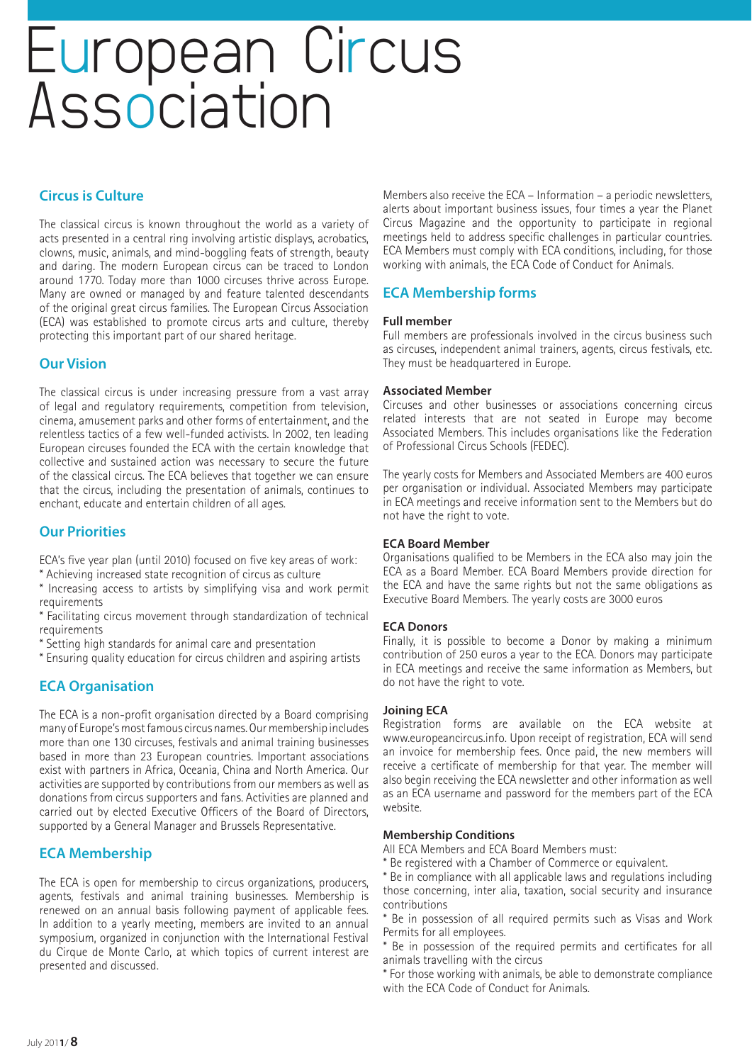# European Circus Association

## Circus is Culture

The classical circus is known throughout the world as a variety of acts presented in a central ring involving artistic displays, acrobatics, clowns, music, animals, and mind-boggling feats of strength, beauty and daring. The modern European circus can be traced to London around 1770. Today more than 1000 circuses thrive across Europe. Many are owned or managed by and feature talented descendants of the original great circus families. The European Circus Association (ECA) was established to promote circus arts and culture, thereby protecting this important part of our shared heritage.

## Our Vision

The classical circus is under increasing pressure from a vast array of legal and regulatory requirements, competition from television, cinema, amusement parks and other forms of entertainment, and the relentless tactics of a few well-funded activists. In 2002, ten leading European circuses founded the ECA with the certain knowledge that collective and sustained action was necessary to secure the future of the classical circus. The ECA believes that together we can ensure that the circus, including the presentation of animals, continues to enchant, educate and entertain children of all ages.

## Our Priorities

ECA's five year plan (until 2010) focused on five key areas of work:

* Achieving increased state recognition of circus as culture
* Increasing access to artists by simplifying visa and work permit requirements
* Facilitating circus movement through standardization of technical requirements
* Setting high standards for animal care and presentation
* Ensuring quality education for circus children and aspiring artists

## ECA Organisation

The ECA is a non-profit organisation directed by a Board comprising many of Europe's most famous circus names. Our membership includes more than one 130 circuses, festivals and animal training businesses based in more than 23 European countries. Important associations exist with partners in Africa, Oceania, China and North America. Our activities are supported by contributions from our members as well as donations from circus supporters and fans. Activities are planned and carried out by elected Executive Officers of the Board of Directors, supported by a General Manager and Brussels Representative.

## ECA Membership

The ECA is open for membership to circus organizations, producers, agents, festivals and animal training businesses. Membership is renewed on an annual basis following payment of applicable fees. In addition to a yearly meeting, members are invited to an annual symposium, organized in conjunction with the International Festival du Cirque de Monte Carlo, at which topics of current interest are presented and discussed.

Members also receive the ECA – Information – a periodic newsletters, alerts about important business issues, four times a year the Planet Circus Magazine and the opportunity to participate in regional meetings held to address specific challenges in particular countries. ECA Members must comply with ECA conditions, including, for those working with animals, the ECA Code of Conduct for Animals.

## ECA Membership forms

### Full member

Full members are professionals involved in the circus business such as circuses, independent animal trainers, agents, circus festivals, etc. They must be headquartered in Europe.

### Associated Member

Circuses and other businesses or associations concerning circus related interests that are not seated in Europe may become Associated Members. This includes organisations like the Federation of Professional Circus Schools (FEDEC).

The yearly costs for Members and Associated Members are 400 euros per organisation or individual. Associated Members may participate in ECA meetings and receive information sent to the Members but do not have the right to vote.

### ECA Board Member

Organisations qualified to be Members in the ECA also may join the ECA as a Board Member. ECA Board Members provide direction for the ECA and have the same rights but not the same obligations as Executive Board Members. The yearly costs are 3000 euros

### ECA Donors

Finally, it is possible to become a Donor by making a minimum contribution of 250 euros a year to the ECA. Donors may participate in ECA meetings and receive the same information as Members, but do not have the right to vote.

### Joining ECA

Registration forms are available on the ECA website at www.europeancircus.info. Upon receipt of registration, ECA will send an invoice for membership fees. Once paid, the new members will receive a certificate of membership for that year. The member will also begin receiving the ECA newsletter and other information as well as an ECA username and password for the members part of the ECA website.

### Membership Conditions

All ECA Members and ECA Board Members must:

* Be registered with a Chamber of Commerce or equivalent.
* Be in compliance with all applicable laws and regulations including those concerning, inter alia, taxation, social security and insurance contributions
* Be in possession of all required permits such as Visas and Work Permits for all employees.
* Be in possession of the required permits and certificates for all animals travelling with the circus
* For those working with animals, be able to demonstrate compliance with the ECA Code of Conduct for Animals.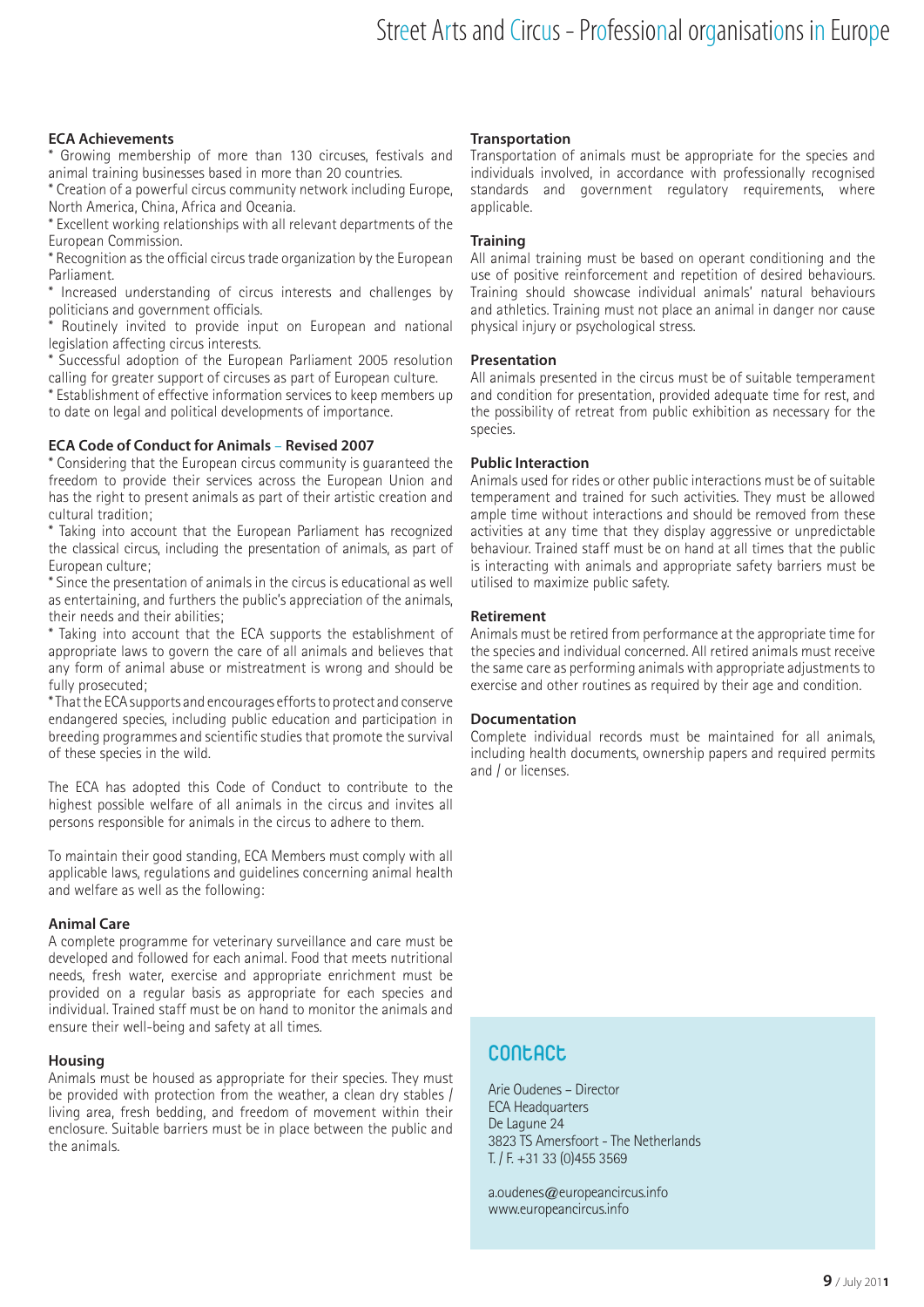### ECA Achievements

* Growing membership of more than 130 circuses, festivals and animal training businesses based in more than 20 countries.
* Creation of a powerful circus community network including Europe, North America, China, Africa and Oceania.
* Excellent working relationships with all relevant departments of the European Commission.
* Recognition as the official circus trade organization by the European Parliament.
* Increased understanding of circus interests and challenges by politicians and government officials.
* Routinely invited to provide input on European and national legislation affecting circus interests.
* Successful adoption of the European Parliament 2005 resolution calling for greater support of circuses as part of European culture.
* Establishment of effective information services to keep members up to date on legal and political developments of importance.

### ECA Code of Conduct for Animals – Revised 2007

* Considering that the European circus community is guaranteed the freedom to provide their services across the European Union and has the right to present animals as part of their artistic creation and cultural tradition;
* Taking into account that the European Parliament has recognized the classical circus, including the presentation of animals, as part of European culture;
* Since the presentation of animals in the circus is educational as well as entertaining, and furthers the public's appreciation of the animals, their needs and their abilities;
* Taking into account that the ECA supports the establishment of appropriate laws to govern the care of all animals and believes that any form of animal abuse or mistreatment is wrong and should be fully prosecuted;
* That the ECA supports and encourages efforts to protect and conserve endangered species, including public education and participation in breeding programmes and scientific studies that promote the survival of these species in the wild.

The ECA has adopted this Code of Conduct to contribute to the highest possible welfare of all animals in the circus and invites all persons responsible for animals in the circus to adhere to them.

To maintain their good standing, ECA Members must comply with all applicable laws, regulations and guidelines concerning animal health and welfare as well as the following:

#### Animal Care

A complete programme for veterinary surveillance and care must be developed and followed for each animal. Food that meets nutritional needs, fresh water, exercise and appropriate enrichment must be provided on a regular basis as appropriate for each species and individual. Trained staff must be on hand to monitor the animals and ensure their well-being and safety at all times.

#### Housing

Animals must be housed as appropriate for their species. They must be provided with protection from the weather, a clean dry stables / living area, fresh bedding, and freedom of movement within their enclosure. Suitable barriers must be in place between the public and the animals.

#### Transportation

Transportation of animals must be appropriate for the species and individuals involved, in accordance with professionally recognised standards and government regulatory requirements, where applicable.

#### Training

All animal training must be based on operant conditioning and the use of positive reinforcement and repetition of desired behaviours. Training should showcase individual animals' natural behaviours and athletics. Training must not place an animal in danger nor cause physical injury or psychological stress.

#### Presentation

All animals presented in the circus must be of suitable temperament and condition for presentation, provided adequate time for rest, and the possibility of retreat from public exhibition as necessary for the species.

#### Public Interaction

Animals used for rides or other public interactions must be of suitable temperament and trained for such activities. They must be allowed ample time without interactions and should be removed from these activities at any time that they display aggressive or unpredictable behaviour. Trained staff must be on hand at all times that the public is interacting with animals and appropriate safety barriers must be utilised to maximize public safety.

#### Retirement

Animals must be retired from performance at the appropriate time for the species and individual concerned. All retired animals must receive the same care as performing animals with appropriate adjustments to exercise and other routines as required by their age and condition.

#### Documentation

Complete individual records must be maintained for all animals, including health documents, ownership papers and required permits and / or licenses.

### Contact

Arie Oudenes – Director
ECA Headquarters
De Lagune 24
3823 TS Amersfoort - The Netherlands
T. / F. +31 33 (0)455 3569

a.oudenes@europeancircus.info
www.europeancircus.info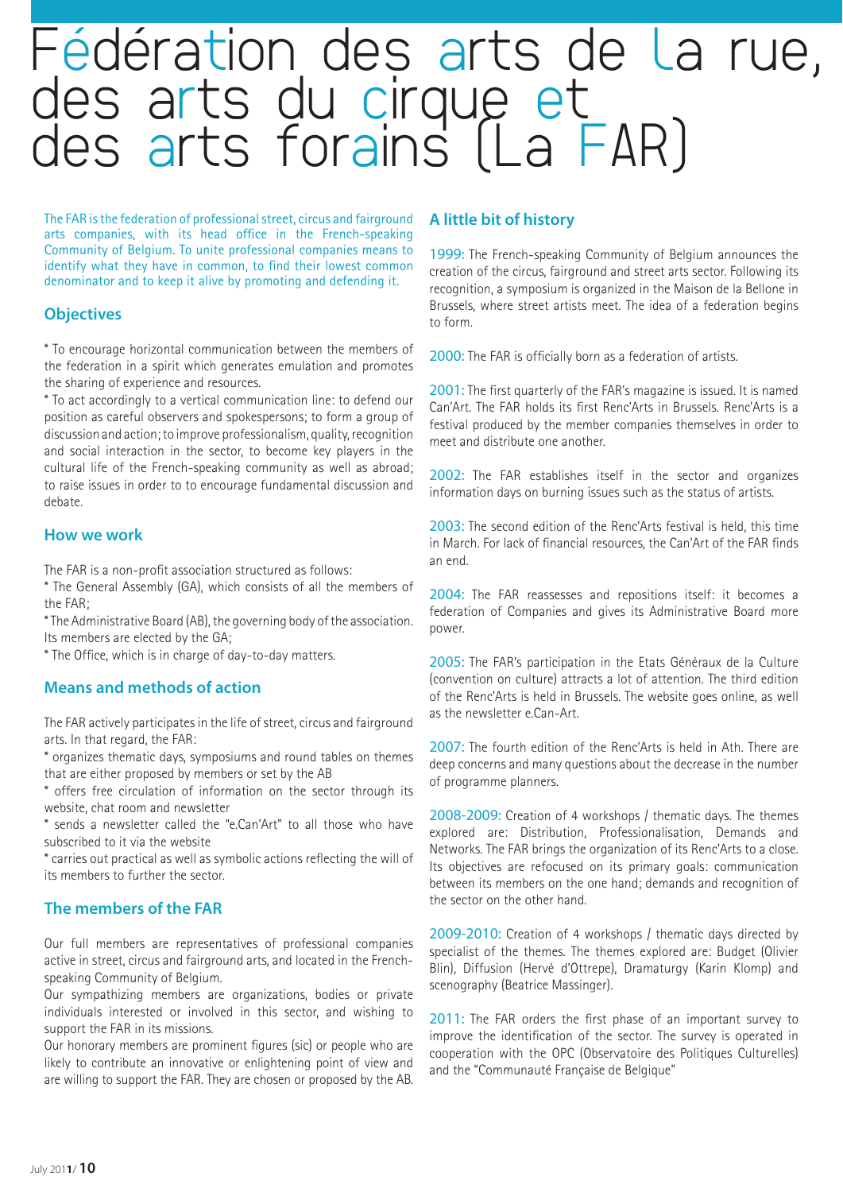# Fédération des arts de la rue, des arts du cirque et des arts forains (La FAR)

The FAR is the federation of professional street, circus and fairground arts companies, with its head office in the French-speaking Community of Belgium. To unite professional companies means to identify what they have in common, to find their lowest common denominator and to keep it alive by promoting and defending it.

## Objectives

* To encourage horizontal communication between the members of the federation in a spirit which generates emulation and promotes the sharing of experience and resources.
* To act accordingly to a vertical communication line: to defend our position as careful observers and spokespersons; to form a group of discussion and action; to improve professionalism, quality, recognition and social interaction in the sector, to become key players in the cultural life of the French-speaking community as well as abroad; to raise issues in order to to encourage fundamental discussion and debate.

## How we work

The FAR is a non-profit association structured as follows:
* The General Assembly (GA), which consists of all the members of the FAR;
* The Administrative Board (AB), the governing body of the association. Its members are elected by the GA;
* The Office, which is in charge of day-to-day matters.

## Means and methods of action

The FAR actively participates in the life of street, circus and fairground arts. In that regard, the FAR:
* organizes thematic days, symposiums and round tables on themes that are either proposed by members or set by the AB
* offers free circulation of information on the sector through its website, chat room and newsletter
* sends a newsletter called the "e.Can'Art" to all those who have subscribed to it via the website
* carries out practical as well as symbolic actions reflecting the will of its members to further the sector.

## The members of the FAR

Our full members are representatives of professional companies active in street, circus and fairground arts, and located in the French-speaking Community of Belgium.
Our sympathizing members are organizations, bodies or private individuals interested or involved in this sector, and wishing to support the FAR in its missions.
Our honorary members are prominent figures (sic) or people who are likely to contribute an innovative or enlightening point of view and are willing to support the FAR. They are chosen or proposed by the AB.

## A little bit of history

1999: The French-speaking Community of Belgium announces the creation of the circus, fairground and street arts sector. Following its recognition, a symposium is organized in the Maison de la Bellone in Brussels, where street artists meet. The idea of a federation begins to form.

2000: The FAR is officially born as a federation of artists.

2001: The first quarterly of the FAR's magazine is issued. It is named Can'Art. The FAR holds its first Renc'Arts in Brussels. Renc'Arts is a festival produced by the member companies themselves in order to meet and distribute one another.

2002: The FAR establishes itself in the sector and organizes information days on burning issues such as the status of artists.

2003: The second edition of the Renc'Arts festival is held, this time in March. For lack of financial resources, the Can'Art of the FAR finds an end.

2004: The FAR reassesses and repositions itself: it becomes a federation of Companies and gives its Administrative Board more power.

2005: The FAR's participation in the Etats Généraux de la Culture (convention on culture) attracts a lot of attention. The third edition of the Renc'Arts is held in Brussels. The website goes online, as well as the newsletter e.Can-Art.

2007: The fourth edition of the Renc'Arts is held in Ath. There are deep concerns and many questions about the decrease in the number of programme planners.

2008-2009: Creation of 4 workshops / thematic days. The themes explored are: Distribution, Professionalisation, Demands and Networks. The FAR brings the organization of its Renc'Arts to a close. Its objectives are refocused on its primary goals: communication between its members on the one hand; demands and recognition of the sector on the other hand.

2009-2010: Creation of 4 workshops / thematic days directed by specialist of the themes. The themes explored are: Budget (Olivier Blin), Diffusion (Hervé d'Ottrepe), Dramaturgy (Karin Klomp) and scenography (Beatrice Massinger).

2011: The FAR orders the first phase of an important survey to improve the identification of the sector. The survey is operated in cooperation with the OPC (Observatoire des Politiques Culturelles) and the "Communauté Française de Belgique"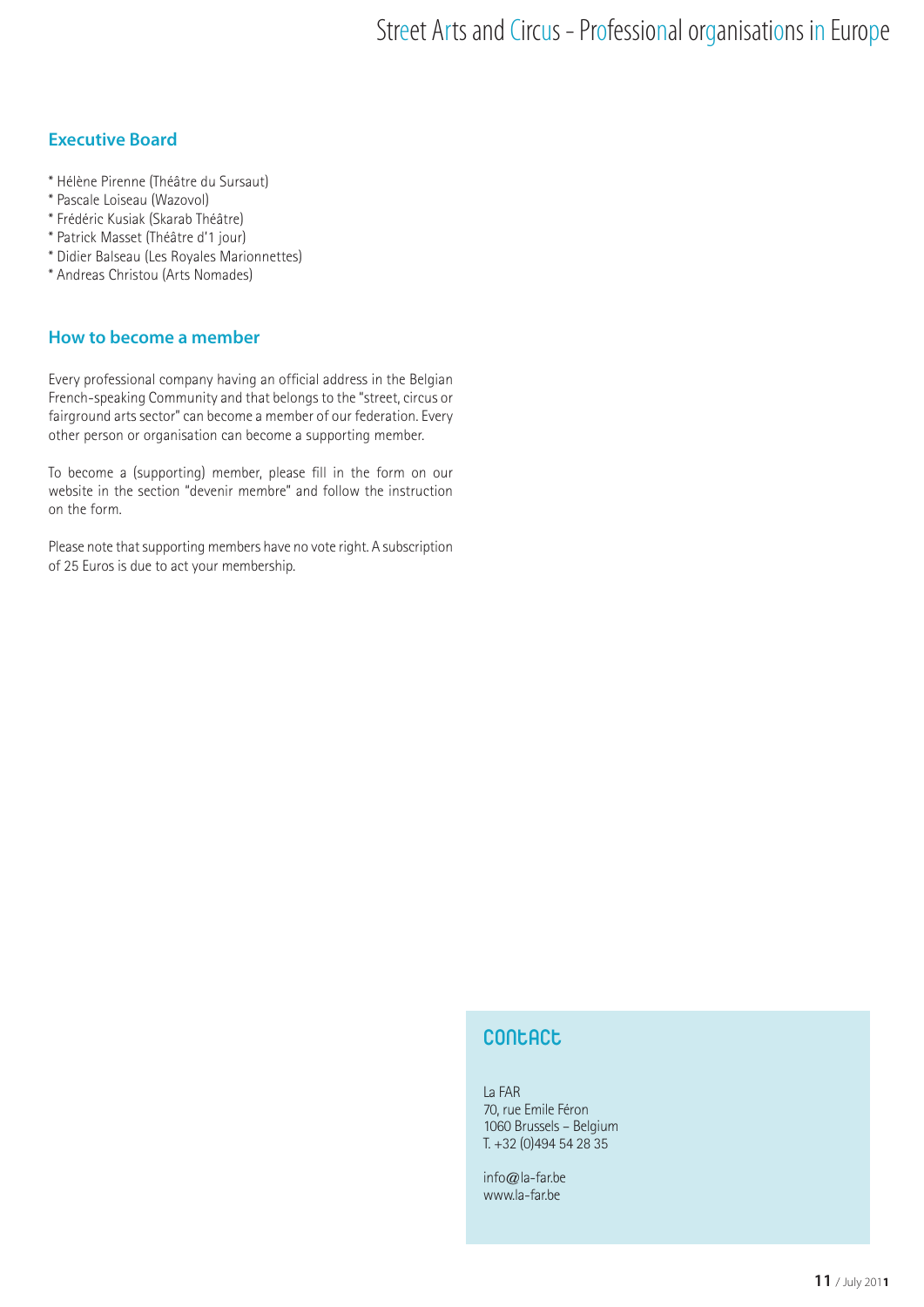## Executive Board

* Hélène Pirenne (Théâtre du Sursaut)
* Pascale Loiseau (Wazovol)
* Frédéric Kusiak (Skarab Théâtre)
* Patrick Masset (Théâtre d'1 jour)
* Didier Balseau (Les Royales Marionnettes)
* Andreas Christou (Arts Nomades)

## How to become a member

Every professional company having an official address in the Belgian French-speaking Community and that belongs to the "street, circus or fairground arts sector" can become a member of our federation. Every other person or organisation can become a supporting member.

To become a (supporting) member, please fill in the form on our website in the section "devenir membre" and follow the instruction on the form.

Please note that supporting members have no vote right. A subscription of 25 Euros is due to act your membership.

## Contact

La FAR
70, rue Emile Féron
1060 Brussels – Belgium
T. +32 (0)494 54 28 35

info@la-far.be
www.la-far.be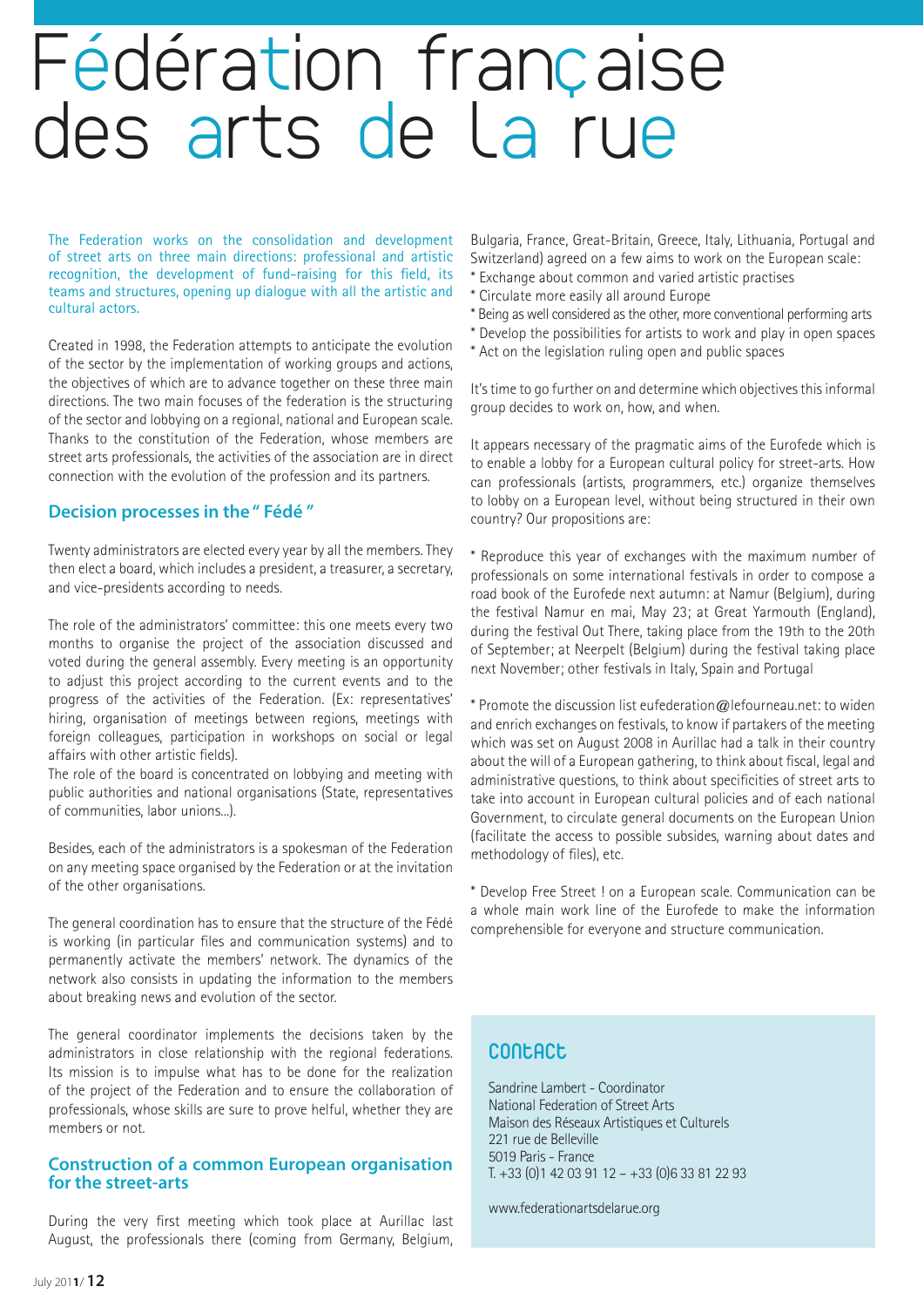# Fédération française des arts de la rue

The Federation works on the consolidation and development of street arts on three main directions: professional and artistic recognition, the development of fund-raising for this field, its teams and structures, opening up dialogue with all the artistic and cultural actors.

Created in 1998, the Federation attempts to anticipate the evolution of the sector by the implementation of working groups and actions, the objectives of which are to advance together on these three main directions. The two main focuses of the federation is the structuring of the sector and lobbying on a regional, national and European scale. Thanks to the constitution of the Federation, whose members are street arts professionals, the activities of the association are in direct connection with the evolution of the profession and its partners.

## Decision processes in the " Fédé "

Twenty administrators are elected every year by all the members. They then elect a board, which includes a president, a treasurer, a secretary, and vice-presidents according to needs.

The role of the administrators' committee: this one meets every two months to organise the project of the association discussed and voted during the general assembly. Every meeting is an opportunity to adjust this project according to the current events and to the progress of the activities of the Federation. (Ex: representatives' hiring, organisation of meetings between regions, meetings with foreign colleagues, participation in workshops on social or legal affairs with other artistic fields).
The role of the board is concentrated on lobbying and meeting with public authorities and national organisations (State, representatives of communities, labor unions...).

Besides, each of the administrators is a spokesman of the Federation on any meeting space organised by the Federation or at the invitation of the other organisations.

The general coordination has to ensure that the structure of the Fédé is working (in particular files and communication systems) and to permanently activate the members' network. The dynamics of the network also consists in updating the information to the members about breaking news and evolution of the sector.

The general coordinator implements the decisions taken by the administrators in close relationship with the regional federations. Its mission is to impulse what has to be done for the realization of the project of the Federation and to ensure the collaboration of professionals, whose skills are sure to prove helful, whether they are members or not.

## Construction of a common European organisation for the street-arts

During the very first meeting which took place at Aurillac last August, the professionals there (coming from Germany, Belgium, Bulgaria, France, Great-Britain, Greece, Italy, Lithuania, Portugal and Switzerland) agreed on a few aims to work on the European scale:
* Exchange about common and varied artistic practises
* Circulate more easily all around Europe
* Being as well considered as the other, more conventional performing arts
* Develop the possibilities for artists to work and play in open spaces
* Act on the legislation ruling open and public spaces

It's time to go further on and determine which objectives this informal group decides to work on, how, and when.

It appears necessary of the pragmatic aims of the Eurofede which is to enable a lobby for a European cultural policy for street-arts. How can professionals (artists, programmers, etc.) organize themselves to lobby on a European level, without being structured in their own country? Our propositions are:

* Reproduce this year of exchanges with the maximum number of professionals on some international festivals in order to compose a road book of the Eurofede next autumn: at Namur (Belgium), during the festival Namur en mai, May 23; at Great Yarmouth (England), during the festival Out There, taking place from the 19th to the 20th of September; at Neerpelt (Belgium) during the festival taking place next November; other festivals in Italy, Spain and Portugal

* Promote the discussion list eufederation@lefourneau.net: to widen and enrich exchanges on festivals, to know if partakers of the meeting which was set on August 2008 in Aurillac had a talk in their country about the will of a European gathering, to think about fiscal, legal and administrative questions, to think about specificities of street arts to take into account in European cultural policies and of each national Government, to circulate general documents on the European Union (facilitate the access to possible subsides, warning about dates and methodology of files), etc.

* Develop Free Street ! on a European scale. Communication can be a whole main work line of the Eurofede to make the information comprehensible for everyone and structure communication.

### Contact

Sandrine Lambert - Coordinator
National Federation of Street Arts
Maison des Réseaux Artistiques et Culturels
221 rue de Belleville
5019 Paris - France
T. +33 (0)1 42 03 91 12 – +33 (0)6 33 81 22 93

www.federationartsdelarue.org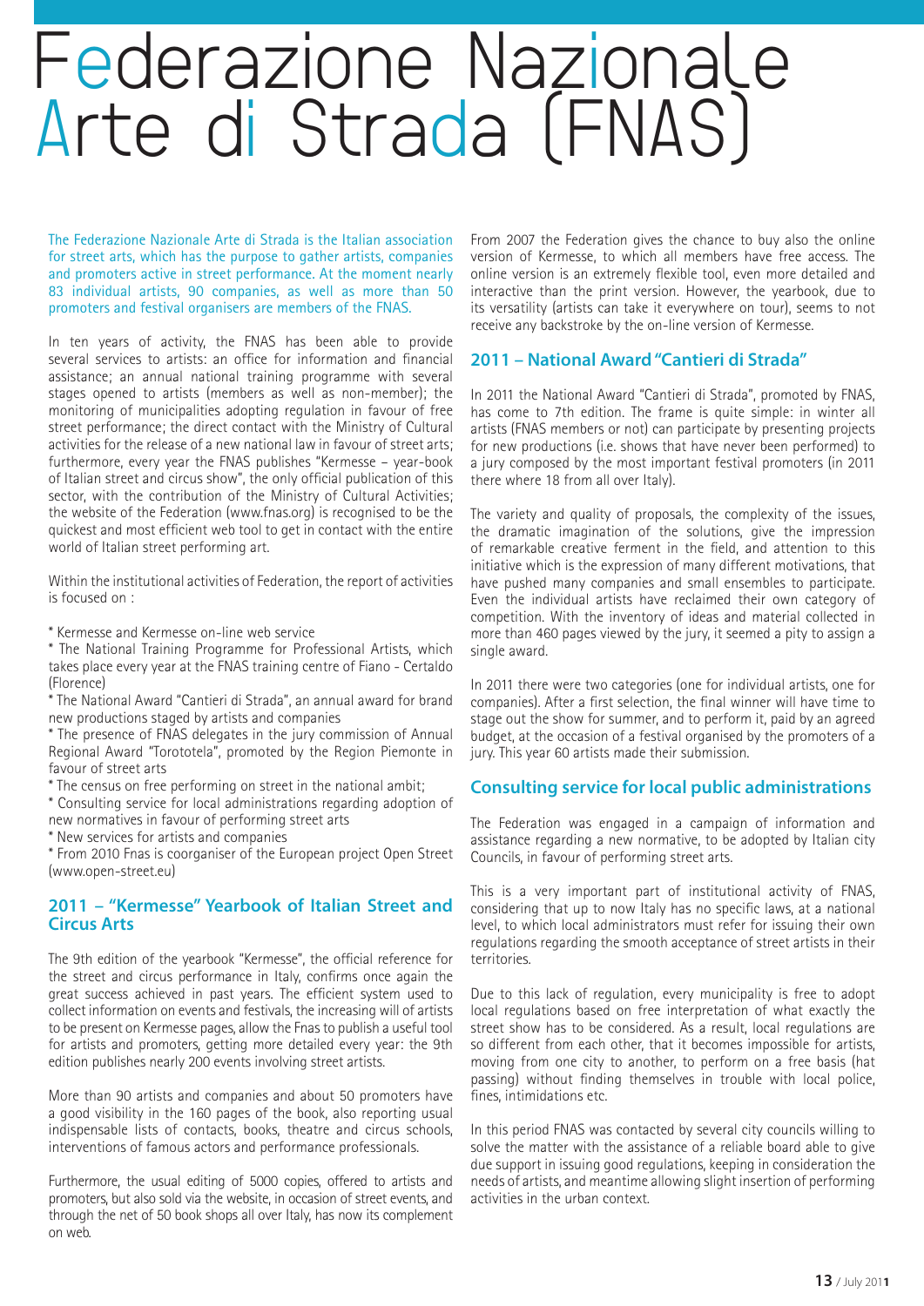# Federazione Nazionale Arte di Strada (FNAS)

The Federazione Nazionale Arte di Strada is the Italian association for street arts, which has the purpose to gather artists, companies and promoters active in street performance. At the moment nearly 83 individual artists, 90 companies, as well as more than 50 promoters and festival organisers are members of the FNAS.

In ten years of activity, the FNAS has been able to provide several services to artists: an office for information and financial assistance; an annual national training programme with several stages opened to artists (members as well as non-member); the monitoring of municipalities adopting regulation in favour of free street performance; the direct contact with the Ministry of Cultural activities for the release of a new national law in favour of street arts; furthermore, every year the FNAS publishes "Kermesse – year-book of Italian street and circus show", the only official publication of this sector, with the contribution of the Ministry of Cultural Activities; the website of the Federation (www.fnas.org) is recognised to be the quickest and most efficient web tool to get in contact with the entire world of Italian street performing art.

Within the institutional activities of Federation, the report of activities is focused on :

* Kermesse and Kermesse on-line web service
* The National Training Programme for Professional Artists, which takes place every year at the FNAS training centre of Fiano - Certaldo (Florence)
* The National Award "Cantieri di Strada", an annual award for brand new productions staged by artists and companies
* The presence of FNAS delegates in the jury commission of Annual Regional Award "Torototela", promoted by the Region Piemonte in favour of street arts
* The census on free performing on street in the national ambit;
* Consulting service for local administrations regarding adoption of new normatives in favour of performing street arts
* New services for artists and companies
* From 2010 Fnas is coorganiser of the European project Open Street (www.open-street.eu)

## 2011 – "Kermesse" Yearbook of Italian Street and Circus Arts

The 9th edition of the yearbook "Kermesse", the official reference for the street and circus performance in Italy, confirms once again the great success achieved in past years. The efficient system used to collect information on events and festivals, the increasing will of artists to be present on Kermesse pages, allow the Fnas to publish a useful tool for artists and promoters, getting more detailed every year: the 9th edition publishes nearly 200 events involving street artists.

More than 90 artists and companies and about 50 promoters have a good visibility in the 160 pages of the book, also reporting usual indispensable lists of contacts, books, theatre and circus schools, interventions of famous actors and performance professionals.

Furthermore, the usual editing of 5000 copies, offered to artists and promoters, but also sold via the website, in occasion of street events, and through the net of 50 book shops all over Italy, has now its complement on web.

From 2007 the Federation gives the chance to buy also the online version of Kermesse, to which all members have free access. The online version is an extremely flexible tool, even more detailed and interactive than the print version. However, the yearbook, due to its versatility (artists can take it everywhere on tour), seems to not receive any backstroke by the on-line version of Kermesse.

## 2011 – National Award "Cantieri di Strada"

In 2011 the National Award "Cantieri di Strada", promoted by FNAS, has come to 7th edition. The frame is quite simple: in winter all artists (FNAS members or not) can participate by presenting projects for new productions (i.e. shows that have never been performed) to a jury composed by the most important festival promoters (in 2011 there where 18 from all over Italy).

The variety and quality of proposals, the complexity of the issues, the dramatic imagination of the solutions, give the impression of remarkable creative ferment in the field, and attention to this initiative which is the expression of many different motivations, that have pushed many companies and small ensembles to participate. Even the individual artists have reclaimed their own category of competition. With the inventory of ideas and material collected in more than 460 pages viewed by the jury, it seemed a pity to assign a single award.

In 2011 there were two categories (one for individual artists, one for companies). After a first selection, the final winner will have time to stage out the show for summer, and to perform it, paid by an agreed budget, at the occasion of a festival organised by the promoters of a jury. This year 60 artists made their submission.

## Consulting service for local public administrations

The Federation was engaged in a campaign of information and assistance regarding a new normative, to be adopted by Italian city Councils, in favour of performing street arts.

This is a very important part of institutional activity of FNAS, considering that up to now Italy has no specific laws, at a national level, to which local administrators must refer for issuing their own regulations regarding the smooth acceptance of street artists in their territories.

Due to this lack of regulation, every municipality is free to adopt local regulations based on free interpretation of what exactly the street show has to be considered. As a result, local regulations are so different from each other, that it becomes impossible for artists, moving from one city to another, to perform on a free basis (hat passing) without finding themselves in trouble with local police, fines, intimidations etc.

In this period FNAS was contacted by several city councils willing to solve the matter with the assistance of a reliable board able to give due support in issuing good regulations, keeping in consideration the needs of artists, and meantime allowing slight insertion of performing activities in the urban context.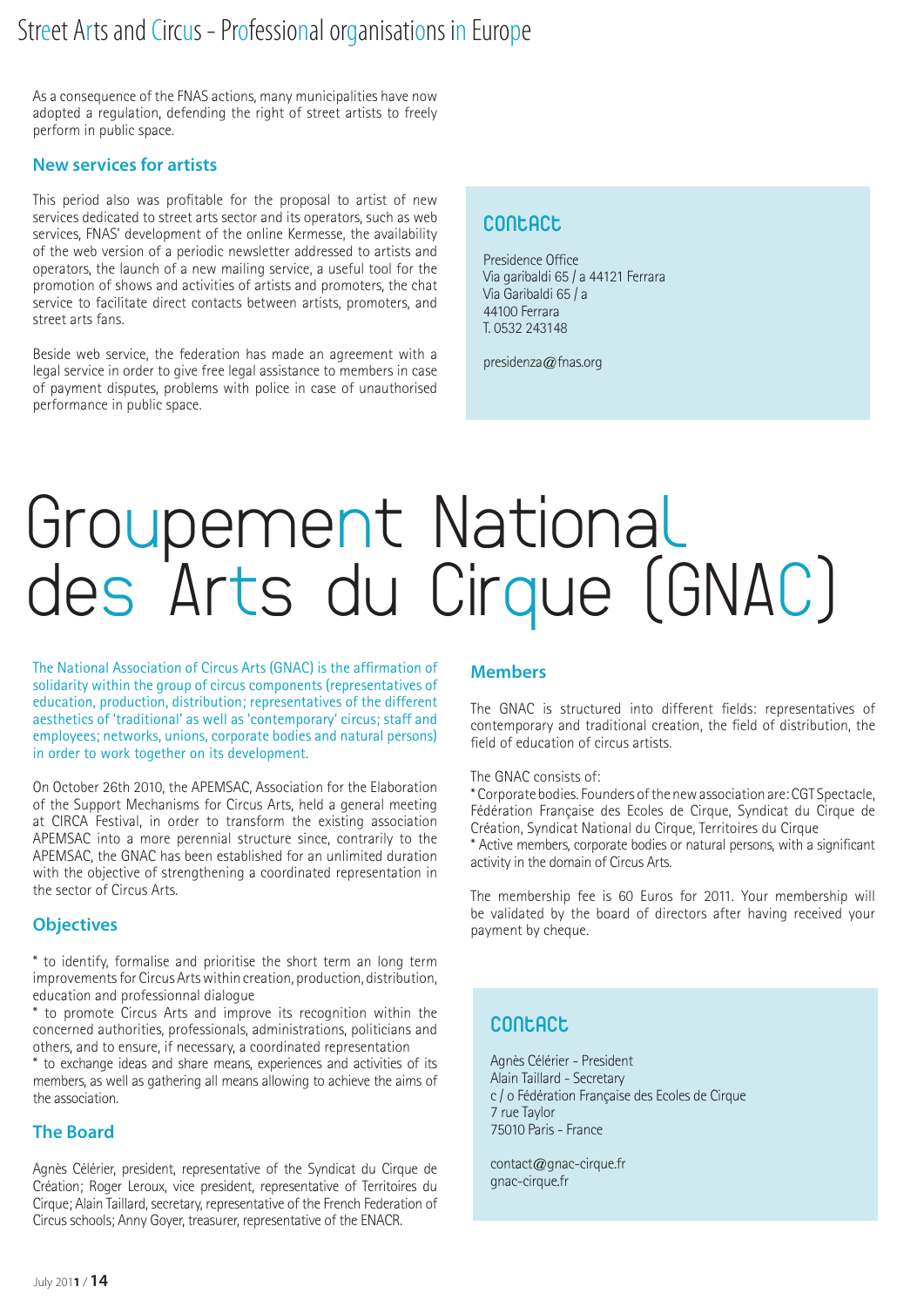As a consequence of the FNAS actions, many municipalities have now adopted a regulation, defending the right of street artists to freely perform in public space.

### New services for artists

This period also was profitable for the proposal to artist of new services dedicated to street arts sector and its operators, such as web services, FNAS' development of the online Kermesse, the availability of the web version of a periodic newsletter addressed to artists and operators, the launch of a new mailing service, a useful tool for the promotion of shows and activities of artists and promoters, the chat service to facilitate direct contacts between artists, promoters, and street arts fans.

Beside web service, the federation has made an agreement with a legal service in order to give free legal assistance to members in case of payment disputes, problems with police in case of unauthorised performance in public space.

### Contact

Presidence Office
Via garibaldi 65 / a 44121 Ferrara
Via Garibaldi 65 / a
44100 Ferrara
T. 0532 243148

presidenza@fnas.org

# Groupement National des Arts du Cirque (GNAC)

The National Association of Circus Arts (GNAC) is the affirmation of solidarity within the group of circus components (representatives of education, production, distribution; representatives of the different aesthetics of 'traditional' as well as 'contemporary' circus; staff and employees; networks, unions, corporate bodies and natural persons) in order to work together on its development.

On October 26th 2010, the APEMSAC, Association for the Elaboration of the Support Mechanisms for Circus Arts, held a general meeting at CIRCA Festival, in order to transform the existing association APEMSAC into a more perennial structure since, contrarily to the APEMSAC, the GNAC has been established for an unlimited duration with the objective of strengthening a coordinated representation in the sector of Circus Arts.

### Objectives

* to identify, formalise and prioritise the short term an long term improvements for Circus Arts within creation, production, distribution, education and professional dialogue
* to promote Circus Arts and improve its recognition within the concerned authorities, professionals, administrations, politicians and others, and to ensure, if necessary, a coordinated representation
* to exchange ideas and share means, experiences and activities of its members, as well as gathering all means allowing to achieve the aims of the association.

### The Board

Agnès Célérier, president, representative of the Syndicat du Cirque de Création; Roger Leroux, vice president, representative of Territoires du Cirque; Alain Taillard, secretary, representative of the French Federation of Circus schools; Anny Goyer, treasurer, representative of the ENACR.

### Members

The GNAC is structured into different fields: representatives of contemporary and traditional creation, the field of distribution, the field of education of circus artists.

The GNAC consists of:
* Corporate bodies. Founders of the new association are: CGT Spectacle, Fédération Française des Ecoles de Cirque, Syndicat du Cirque de Création, Syndicat National du Cirque, Territoires du Cirque
* Active members, corporate bodies or natural persons, with a significant activity in the domain of Circus Arts.

The membership fee is 60 Euros for 2011. Your membership will be validated by the board of directors after having received your payment by cheque.

### Contact

Agnès Célérier - President
Alain Taillard - Secretary
c / o Fédération Française des Ecoles de Cirque
7 rue Taylor
75010 Paris - France

contact@gnac-cirque.fr
gnac-cirque.fr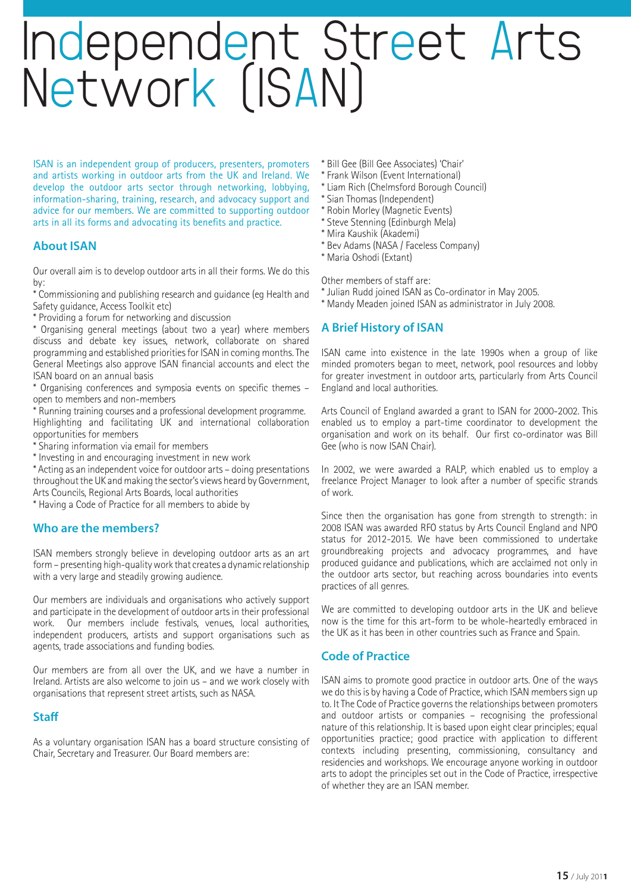# Independent Street Arts Network (ISAN)

ISAN is an independent group of producers, presenters, promoters and artists working in outdoor arts from the UK and Ireland. We develop the outdoor arts sector through networking, lobbying, information-sharing, training, research, and advocacy support and advice for our members. We are committed to supporting outdoor arts in all its forms and advocating its benefits and practice.

## About ISAN

Our overall aim is to develop outdoor arts in all their forms. We do this by:
* Commissioning and publishing research and guidance (eg Health and Safety guidance, Access Toolkit etc)
* Providing a forum for networking and discussion
* Organising general meetings (about two a year) where members discuss and debate key issues, network, collaborate on shared programming and established priorities for ISAN in coming months. The General Meetings also approve ISAN financial accounts and elect the ISAN board on an annual basis
* Organising conferences and symposia events on specific themes – open to members and non-members
* Running training courses and a professional development programme. Highlighting and facilitating UK and international collaboration opportunities for members
* Sharing information via email for members
* Investing in and encouraging investment in new work
* Acting as an independent voice for outdoor arts – doing presentations throughout the UK and making the sector's views heard by Government, Arts Councils, Regional Arts Boards, local authorities
* Having a Code of Practice for all members to abide by

## Who are the members?

ISAN members strongly believe in developing outdoor arts as an art form – presenting high-quality work that creates a dynamic relationship with a very large and steadily growing audience.

Our members are individuals and organisations who actively support and participate in the development of outdoor arts in their professional work. Our members include festivals, venues, local authorities, independent producers, artists and support organisations such as agents, trade associations and funding bodies.

Our members are from all over the UK, and we have a number in Ireland. Artists are also welcome to join us – and we work closely with organisations that represent street artists, such as NASA.

## Staff

As a voluntary organisation ISAN has a board structure consisting of Chair, Secretary and Treasurer. Our Board members are:

* Bill Gee (Bill Gee Associates) 'Chair'
* Frank Wilson (Event International)
* Liam Rich (Chelmsford Borough Council)
* Sian Thomas (Independent)
* Robin Morley (Magnetic Events)
* Steve Stenning (Edinburgh Mela)
* Mira Kaushik (Akademi)
* Bev Adams (NASA / Faceless Company)
* Maria Oshodi (Extant)

Other members of staff are:
* Julian Rudd joined ISAN as Co-ordinator in May 2005.
* Mandy Meaden joined ISAN as administrator in July 2008.

## A Brief History of ISAN

ISAN came into existence in the late 1990s when a group of like minded promoters began to meet, network, pool resources and lobby for greater investment in outdoor arts, particularly from Arts Council England and local authorities.

Arts Council of England awarded a grant to ISAN for 2000-2002. This enabled us to employ a part-time coordinator to development the organisation and work on its behalf. Our first co-ordinator was Bill Gee (who is now ISAN Chair).

In 2002, we were awarded a RALP, which enabled us to employ a freelance Project Manager to look after a number of specific strands of work.

Since then the organisation has gone from strength to strength: in 2008 ISAN was awarded RFO status by Arts Council England and NPO status for 2012-2015. We have been commissioned to undertake groundbreaking projects and advocacy programmes, and have produced guidance and publications, which are acclaimed not only in the outdoor arts sector, but reaching across boundaries into events practices of all genres.

We are committed to developing outdoor arts in the UK and believe now is the time for this art-form to be whole-heartedly embraced in the UK as it has been in other countries such as France and Spain.

## Code of Practice

ISAN aims to promote good practice in outdoor arts. One of the ways we do this is by having a Code of Practice, which ISAN members sign up to. It The Code of Practice governs the relationships between promoters and outdoor artists or companies – recognising the professional nature of this relationship. It is based upon eight clear principles; equal opportunities practice; good practice with application to different contexts including presenting, commissioning, consultancy and residencies and workshops. We encourage anyone working in outdoor arts to adopt the principles set out in the Code of Practice, irrespective of whether they are an ISAN member.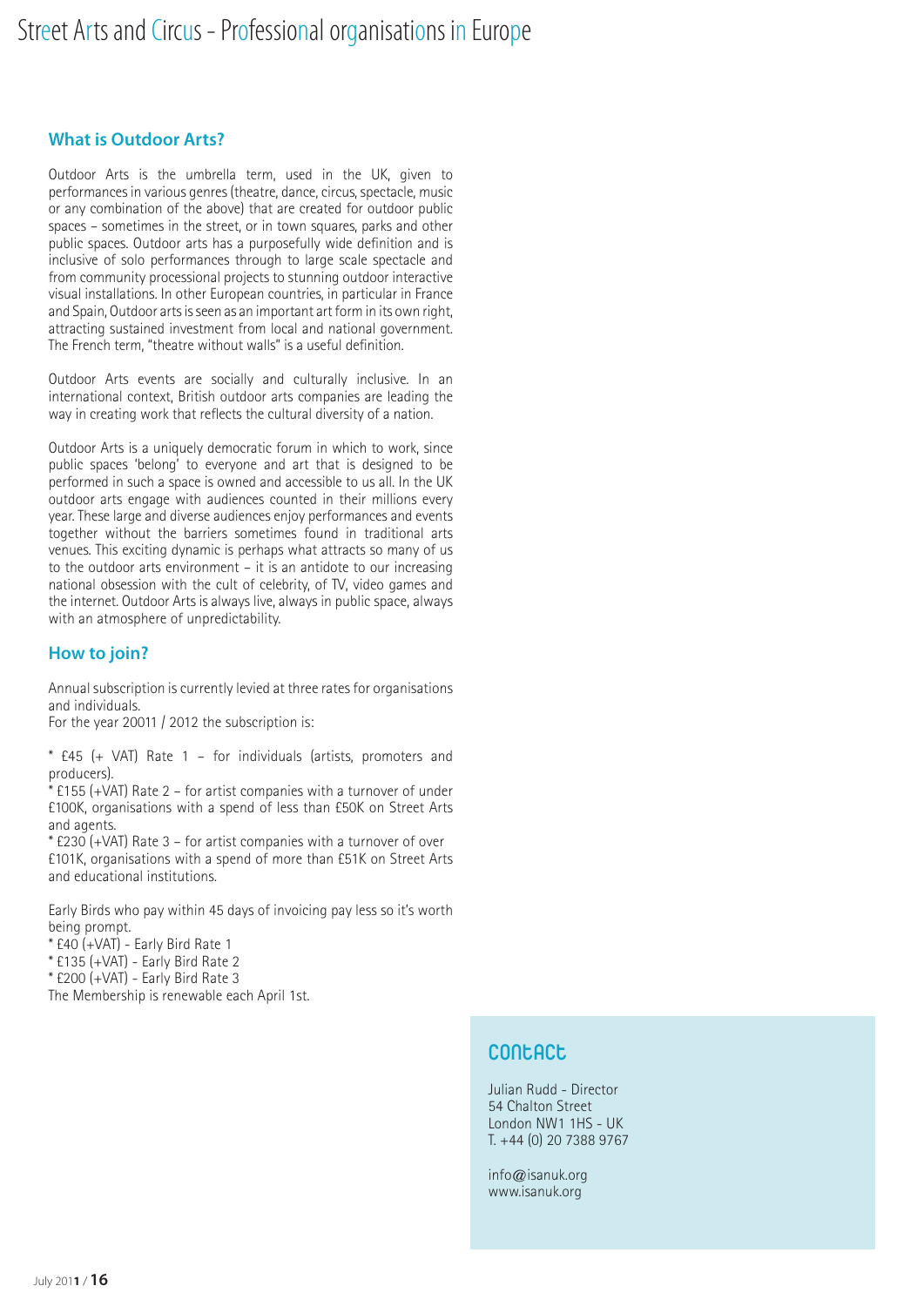## What is Outdoor Arts?

Outdoor Arts is the umbrella term, used in the UK, given to performances in various genres (theatre, dance, circus, spectacle, music or any combination of the above) that are created for outdoor public spaces – sometimes in the street, or in town squares, parks and other public spaces. Outdoor arts has a purposefully wide definition and is inclusive of solo performances through to large scale spectacle and from community processional projects to stunning outdoor interactive visual installations. In other European countries, in particular in France and Spain, Outdoor arts is seen as an important art form in its own right, attracting sustained investment from local and national government. The French term, "theatre without walls" is a useful definition.

Outdoor Arts events are socially and culturally inclusive. In an international context, British outdoor arts companies are leading the way in creating work that reflects the cultural diversity of a nation.

Outdoor Arts is a uniquely democratic forum in which to work, since public spaces 'belong' to everyone and art that is designed to be performed in such a space is owned and accessible to us all. In the UK outdoor arts engage with audiences counted in their millions every year. These large and diverse audiences enjoy performances and events together without the barriers sometimes found in traditional arts venues. This exciting dynamic is perhaps what attracts so many of us to the outdoor arts environment – it is an antidote to our increasing national obsession with the cult of celebrity, of TV, video games and the internet. Outdoor Arts is always live, always in public space, always with an atmosphere of unpredictability.

## How to join?

Annual subscription is currently levied at three rates for organisations and individuals.
For the year 20011 / 2012 the subscription is:

* £45 (+ VAT) Rate 1 – for individuals (artists, promoters and producers).
* £155 (+VAT) Rate 2 – for artist companies with a turnover of under £100K, organisations with a spend of less than £50K on Street Arts and agents.
* £230 (+VAT) Rate 3 – for artist companies with a turnover of over £101K, organisations with a spend of more than £51K on Street Arts and educational institutions.

Early Birds who pay within 45 days of invoicing pay less so it's worth being prompt.
* £40 (+VAT) - Early Bird Rate 1
* £135 (+VAT) - Early Bird Rate 2
* £200 (+VAT) - Early Bird Rate 3

The Membership is renewable each April 1st.

## Contact

Julian Rudd - Director
54 Chalton Street
London NW1 1HS - UK
T. +44 (0) 20 7388 9767

info@isanuk.org
www.isanuk.org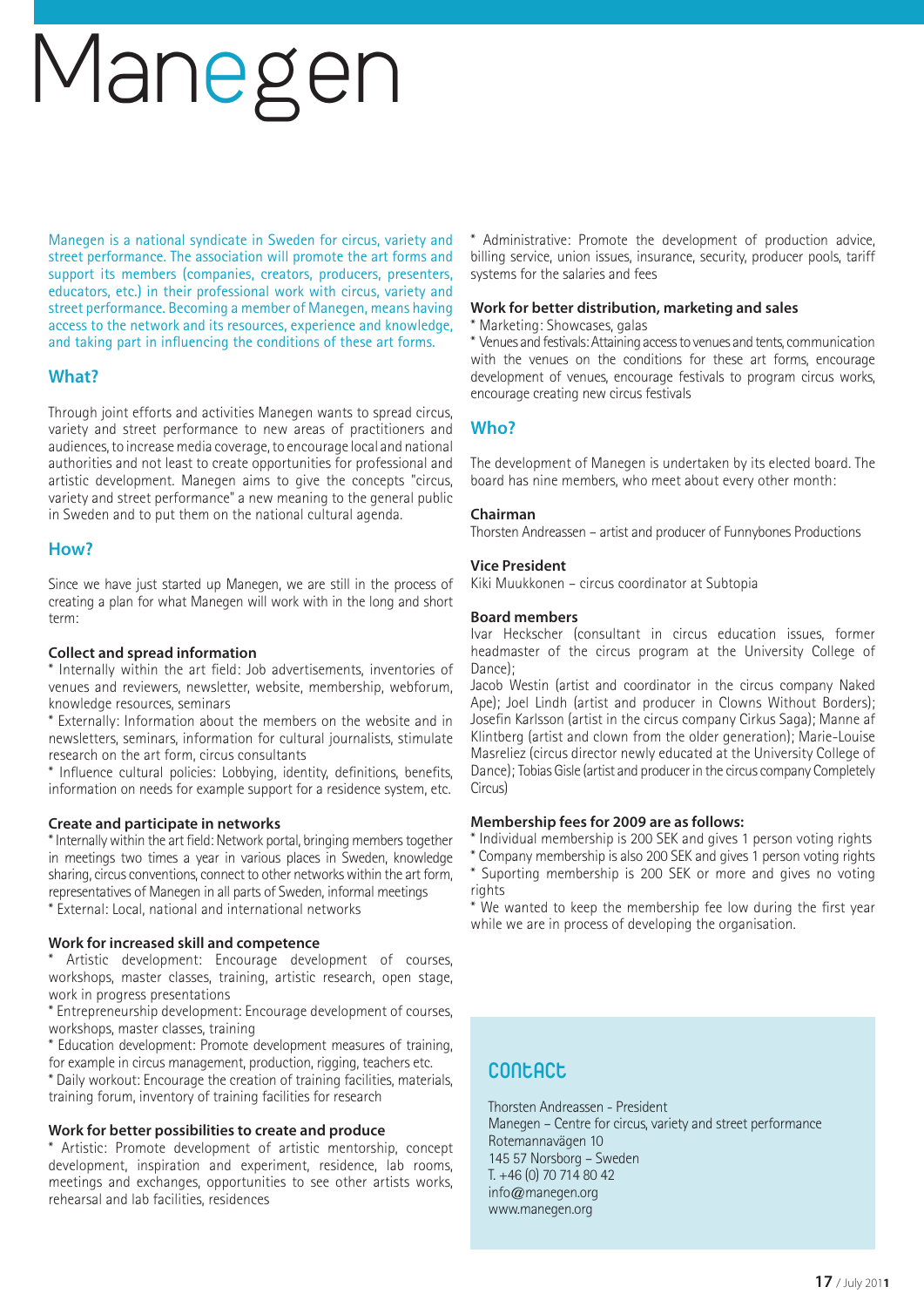# Manegen

Manegen is a national syndicate in Sweden for circus, variety and street performance. The association will promote the art forms and support its members (companies, creators, producers, presenters, educators, etc.) in their professional work with circus, variety and street performance. Becoming a member of Manegen, means having access to the network and its resources, experience and knowledge, and taking part in influencing the conditions of these art forms.

## What?

Through joint efforts and activities Manegen wants to spread circus, variety and street performance to new areas of practitioners and audiences, to increase media coverage, to encourage local and national authorities and not least to create opportunities for professional and artistic development. Manegen aims to give the concepts "circus, variety and street performance" a new meaning to the general public in Sweden and to put them on the national cultural agenda.

## How?

Since we have just started up Manegen, we are still in the process of creating a plan for what Manegen will work with in the long and short term:

### Collect and spread information

* Internally within the art field: Job advertisements, inventories of venues and reviewers, newsletter, website, membership, webforum, knowledge resources, seminars
* Externally: Information about the members on the website and in newsletters, seminars, information for cultural journalists, stimulate research on the art form, circus consultants
* Influence cultural policies: Lobbying, identity, definitions, benefits, information on needs for example support for a residence system, etc.

### Create and participate in networks

* Internally within the art field: Network portal, bringing members together in meetings two times a year in various places in Sweden, knowledge sharing, circus conventions, connect to other networks within the art form, representatives of Manegen in all parts of Sweden, informal meetings
* External: Local, national and international networks

### Work for increased skill and competence

* Artistic development: Encourage development of courses, workshops, master classes, training, artistic research, open stage, work in progress presentations
* Entrepreneurship development: Encourage development of courses, workshops, master classes, training
* Education development: Promote development measures of training, for example in circus management, production, rigging, teachers etc.
* Daily workout: Encourage the creation of training facilities, materials, training forum, inventory of training facilities for research

### Work for better possibilities to create and produce

* Artistic: Promote development of artistic mentorship, concept development, inspiration and experiment, residence, lab rooms, meetings and exchanges, opportunities to see other artists works, rehearsal and lab facilities, residences
* Administrative: Promote the development of production advice, billing service, union issues, insurance, security, producer pools, tariff systems for the salaries and fees

### Work for better distribution, marketing and sales

* Marketing: Showcases, galas
* Venues and festivals: Attaining access to venues and tents, communication with the venues on the conditions for these art forms, encourage development of venues, encourage festivals to program circus works, encourage creating new circus festivals

## Who?

The development of Manegen is undertaken by its elected board. The board has nine members, who meet about every other month:

### Chairman

Thorsten Andreassen – artist and producer of Funnybones Productions

### Vice President

Kiki Muukkonen – circus coordinator at Subtopia

### Board members

Ivar Heckscher (consultant in circus education issues, former headmaster of the circus program at the University College of Dance);
Jacob Westin (artist and coordinator in the circus company Naked Ape); Joel Lindh (artist and producer in Clowns Without Borders); Josefin Karlsson (artist in the circus company Cirkus Saga); Manne af Klintberg (artist and clown from the older generation); Marie-Louise Masreliez (circus director newly educated at the University College of Dance); Tobias Gisle (artist and producer in the circus company Completely Circus)

### Membership fees for 2009 are as follows:

* Individual membership is 200 SEK and gives 1 person voting rights
* Company membership is also 200 SEK and gives 1 person voting rights
* Suporting membership is 200 SEK or more and gives no voting rights
* We wanted to keep the membership fee low during the first year while we are in process of developing the organisation.

## Contact

Thorsten Andreassen - President
Manegen – Centre for circus, variety and street performance
Rotemannavägen 10
145 57 Norsborg – Sweden
T. +46 (0) 70 714 80 42
info@manegen.org
www.manegen.org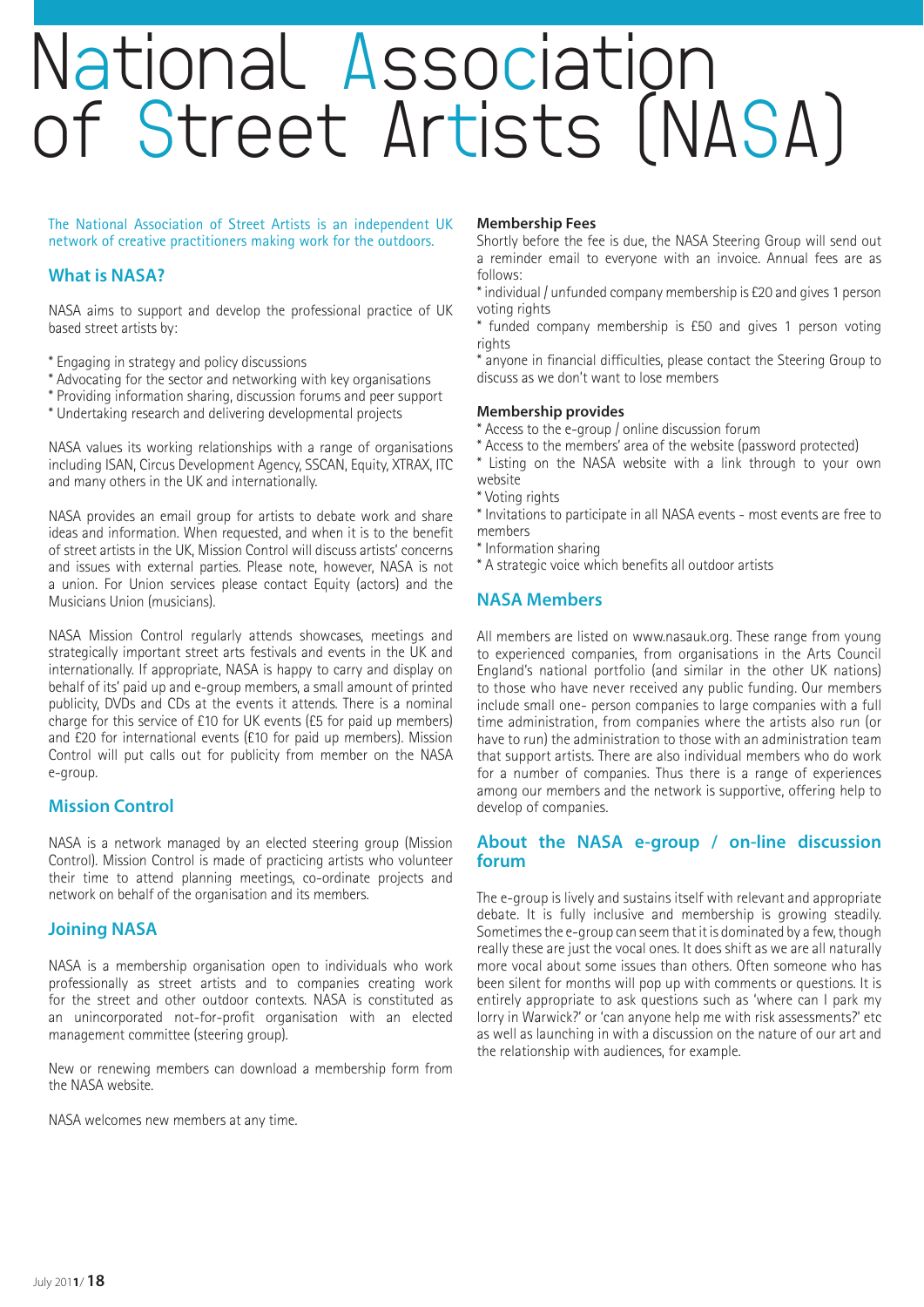# National Association of Street Artists (NASA)

The National Association of Street Artists is an independent UK network of creative practitioners making work for the outdoors.

## What is NASA?

NASA aims to support and develop the professional practice of UK based street artists by:

* Engaging in strategy and policy discussions
* Advocating for the sector and networking with key organisations
* Providing information sharing, discussion forums and peer support
* Undertaking research and delivering developmental projects

NASA values its working relationships with a range of organisations including ISAN, Circus Development Agency, SSCAN, Equity, XTRAX, ITC and many others in the UK and internationally.

NASA provides an email group for artists to debate work and share ideas and information. When requested, and when it is to the benefit of street artists in the UK, Mission Control will discuss artists' concerns and issues with external parties. Please note, however, NASA is not a union. For Union services please contact Equity (actors) and the Musicians Union (musicians).

NASA Mission Control regularly attends showcases, meetings and strategically important street arts festivals and events in the UK and internationally. If appropriate, NASA is happy to carry and display on behalf of its' paid up and e-group members, a small amount of printed publicity, DVDs and CDs at the events it attends. There is a nominal charge for this service of £10 for UK events (£5 for paid up members) and £20 for international events (£10 for paid up members). Mission Control will put calls out for publicity from member on the NASA e-group.

## Mission Control

NASA is a network managed by an elected steering group (Mission Control). Mission Control is made of practicing artists who volunteer their time to attend planning meetings, co-ordinate projects and network on behalf of the organisation and its members.

## Joining NASA

NASA is a membership organisation open to individuals who work professionally as street artists and to companies creating work for the street and other outdoor contexts. NASA is constituted as an unincorporated not-for-profit organisation with an elected management committee (steering group).

New or renewing members can download a membership form from the NASA website.

NASA welcomes new members at any time.

**Membership Fees**

Shortly before the fee is due, the NASA Steering Group will send out a reminder email to everyone with an invoice. Annual fees are as follows:

* individual / unfunded company membership is £20 and gives 1 person voting rights
* funded company membership is £50 and gives 1 person voting rights
* anyone in financial difficulties, please contact the Steering Group to discuss as we don't want to lose members

**Membership provides**

* Access to the e-group / online discussion forum
* Access to the members' area of the website (password protected)
* Listing on the NASA website with a link through to your own website
* Voting rights
* Invitations to participate in all NASA events - most events are free to members
* Information sharing
* A strategic voice which benefits all outdoor artists

## NASA Members

All members are listed on www.nasauk.org. These range from young to experienced companies, from organisations in the Arts Council England's national portfolio (and similar in the other UK nations) to those who have never received any public funding. Our members include small one- person companies to large companies with a full time administration, from companies where the artists also run (or have to run) the administration to those with an administration team that support artists. There are also individual members who do work for a number of companies. Thus there is a range of experiences among our members and the network is supportive, offering help to develop of companies.

## About the NASA e-group / on-line discussion forum

The e-group is lively and sustains itself with relevant and appropriate debate. It is fully inclusive and membership is growing steadily. Sometimes the e-group can seem that it is dominated by a few, though really these are just the vocal ones. It does shift as we are all naturally more vocal about some issues than others. Often someone who has been silent for months will pop up with comments or questions. It is entirely appropriate to ask questions such as 'where can I park my lorry in Warwick?' or 'can anyone help me with risk assessments?' etc as well as launching in with a discussion on the nature of our art and the relationship with audiences, for example.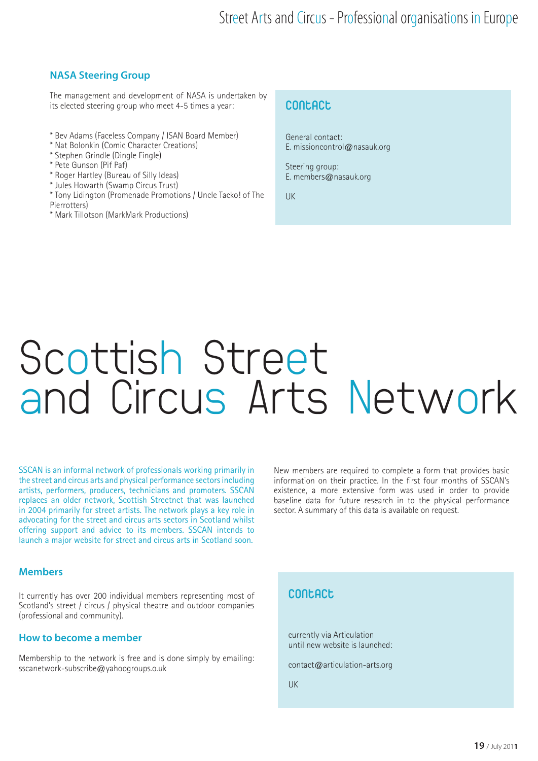### NASA Steering Group

The management and development of NASA is undertaken by its elected steering group who meet 4-5 times a year:

* Bev Adams (Faceless Company / ISAN Board Member)
* Nat Bolonkin (Comic Character Creations)
* Stephen Grindle (Dingle Fingle)
* Pete Gunson (Pif Paf)
* Roger Hartley (Bureau of Silly Ideas)
* Jules Howarth (Swamp Circus Trust)
* Tony Lidington (Promenade Promotions / Uncle Tacko! of The Pierrotters)
* Mark Tillotson (MarkMark Productions)

### Contact

General contact:
E. missioncontrol@nasauk.org

Steering group:
E. members@nasauk.org

UK

# Scottish Street and Circus Arts Network

SSCAN is an informal network of professionals working primarily in the street and circus arts and physical performance sectors including artists, performers, producers, technicians and promoters. SSCAN replaces an older network, Scottish Streetnet that was launched in 2004 primarily for street artists. The network plays a key role in advocating for the street and circus arts sectors in Scotland whilst offering support and advice to its members. SSCAN intends to launch a major website for street and circus arts in Scotland soon.

New members are required to complete a form that provides basic information on their practice. In the first four months of SSCAN's existence, a more extensive form was used in order to provide baseline data for future research in to the physical performance sector. A summary of this data is available on request.

### Members

It currently has over 200 individual members representing most of Scotland's street / circus / physical theatre and outdoor companies (professional and community).

### How to become a member

Membership to the network is free and is done simply by emailing: sscanetwork-subscribe@yahoogroups.o.uk

### Contact

currently via Articulation
until new website is launched:

contact@articulation-arts.org

UK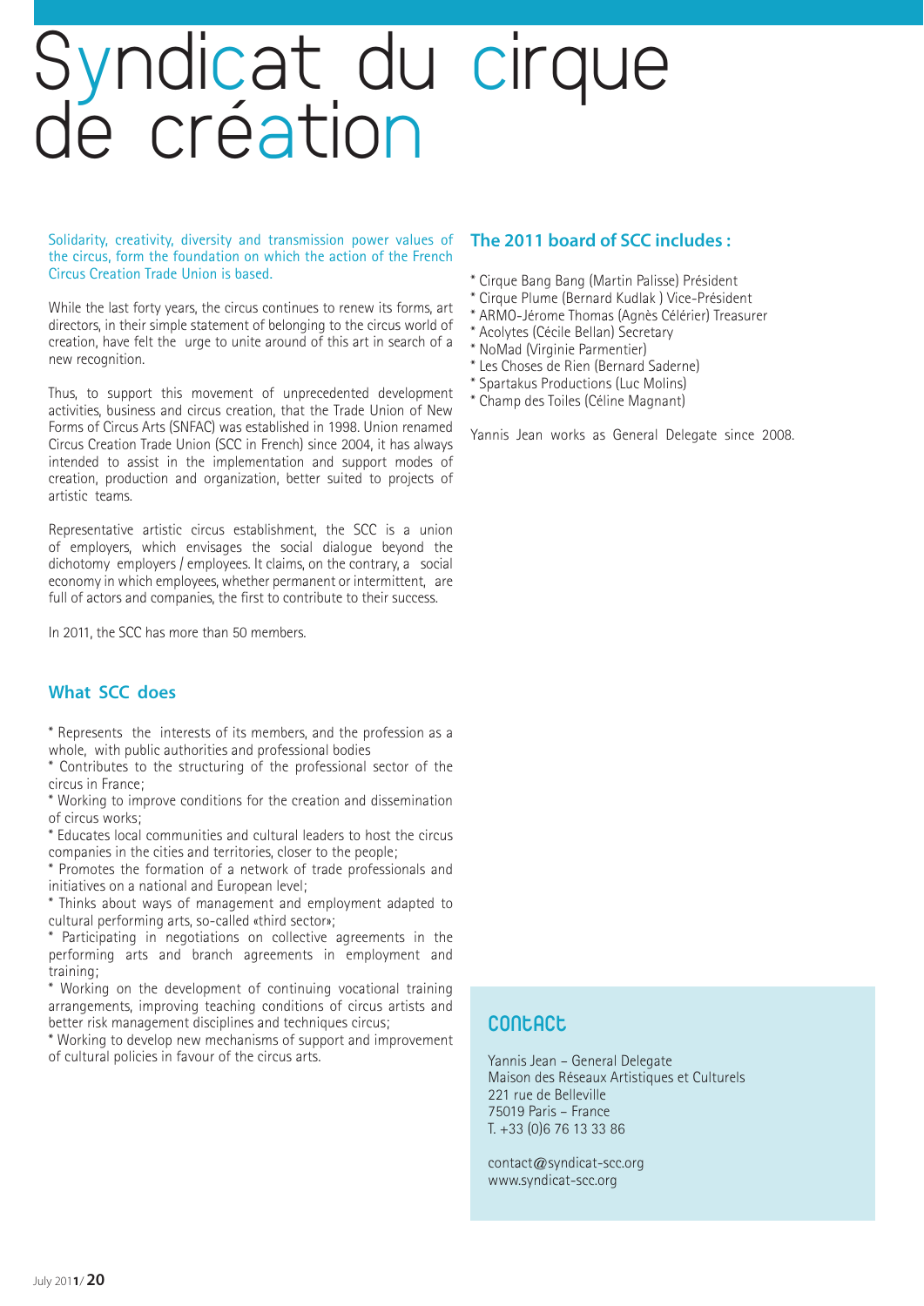# Syndicat du cirque de création

Solidarity, creativity, diversity and transmission power values of the circus, form the foundation on which the action of the French Circus Creation Trade Union is based.

While the last forty years, the circus continues to renew its forms, art directors, in their simple statement of belonging to the circus world of creation, have felt the urge to unite around of this art in search of a new recognition.

Thus, to support this movement of unprecedented development activities, business and circus creation, that the Trade Union of New Forms of Circus Arts (SNFAC) was established in 1998. Union renamed Circus Creation Trade Union (SCC in French) since 2004, it has always intended to assist in the implementation and support modes of creation, production and organization, better suited to projects of artistic teams.

Representative artistic circus establishment, the SCC is a union of employers, which envisages the social dialogue beyond the dichotomy employers / employees. It claims, on the contrary, a social economy in which employees, whether permanent or intermittent, are full of actors and companies, the first to contribute to their success.

In 2011, the SCC has more than 50 members.

## What SCC does

* Represents the interests of its members, and the profession as a whole, with public authorities and professional bodies
* Contributes to the structuring of the professional sector of the circus in France;
* Working to improve conditions for the creation and dissemination of circus works;
* Educates local communities and cultural leaders to host the circus companies in the cities and territories, closer to the people;
* Promotes the formation of a network of trade professionals and initiatives on a national and European level;
* Thinks about ways of management and employment adapted to cultural performing arts, so-called «third sector»;
* Participating in negotiations on collective agreements in the performing arts and branch agreements in employment and training;
* Working on the development of continuing vocational training arrangements, improving teaching conditions of circus artists and better risk management disciplines and techniques circus;
* Working to develop new mechanisms of support and improvement of cultural policies in favour of the circus arts.

## The 2011 board of SCC includes :

* Cirque Bang Bang (Martin Palisse) Président
* Cirque Plume (Bernard Kudlak ) Vice-Président
* ARMO-Jérome Thomas (Agnès Célérier) Treasurer
* Acolytes (Cécile Bellan) Secretary
* NoMad (Virginie Parmentier)
* Les Choses de Rien (Bernard Saderne)
* Spartakus Productions (Luc Molins)
* Champ des Toiles (Céline Magnant)

Yannis Jean works as General Delegate since 2008.

## Contact

Yannis Jean – General Delegate
Maison des Réseaux Artistiques et Culturels
221 rue de Belleville
75019 Paris – France
T. +33 (0)6 76 13 33 86

contact@syndicat-scc.org
www.syndicat-scc.org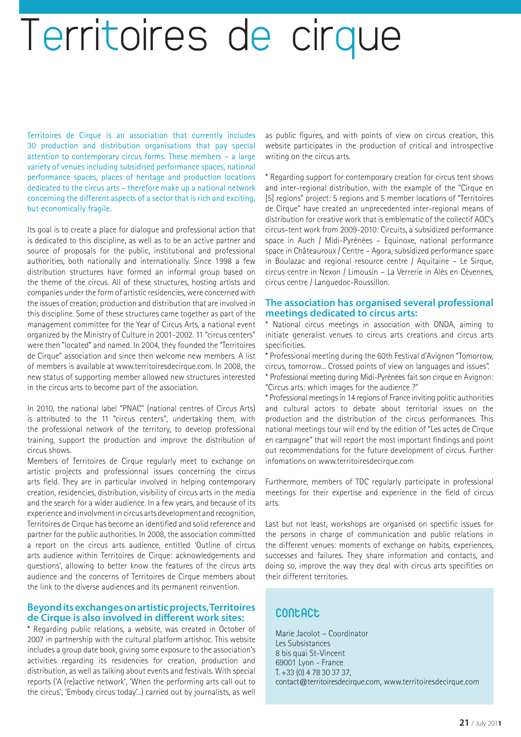# Territoires de cirque

Territoires de Cirque is an association that currently includes 30 production and distribution organisations that pay special attention to contemporary circus forms. These members – a large variety of venues including subsidised performance spaces, national performance spaces, places of heritage and production locations dedicated to the circus arts – therefore make up a national network concerning the different aspects of a sector that is rich and exciting, but economically fragile.

Its goal is to create a place for dialogue and professional action that is dedicated to this discipline, as well as to be an active partner and source of proposals for the public, institutional and professional authorities, both nationally and internationally. Since 1998 a few distribution structures have formed an informal group based on the theme of the circus. All of these structures, hosting artists and companies under the form of artistic residencies, were concerned with the issues of creation, production and distribution that are involved in this discipline. Some of these structures came together as part of the management committee for the Year of Circus Arts, a national event organized by the Ministry of Culture in 2001-2002. 11 "circus centers" were then "located" and named. In 2004, they founded the "Territoires de Cirque" association and since then welcome new members. A list of members is available at www.territoiresdecirque.com. In 2008, the new status of supporting member allowed new structures interested in the circus arts to become part of the association.

In 2010, the national label "PNAC" (national centres of Circus Arts) is attributed to the 11 "circus centers", undertaking them, with the professional network of the territory, to develop professional training, support the production and improve the distribution of circus shows.

Members of Territoires de Cirque regularly meet to exchange on artistic projects and professionnal issues concerning the circus arts field. They are in particular involved in helping contemporary creation, residencies, distribution, visibility of circus arts in the media and the search for a wider audience. In a few years, and because of its experience and involvment in circus arts development and recognition, Territoires de Cirque has become an identified and solid reference and partner for the public authorities. In 2008, the association committed a report on the circus arts audience, entitled 'Outline of circus arts audience within Territoires de Cirque: acknowledgements and questions', allowing to better know the features of the circus arts audience and the concerns of Territoires de Cirque members about the link to the diverse audiences and its permanent reinvention.

## Beyond its exchanges on artistic projects, Territoires de Cirque is also involved in different work sites:

* Regarding public relations, a website, was created in October of 2007 in partnership with the cultural platform artishoc. This website includes a group date book, giving some exposure to the association's activities regarding its residencies for creation, production and distribution, as well as talking about events and festivals. With special reports ('A (re)active network', 'When the performing arts call out to the circus', 'Embody circus today'...) carried out by journalists, as well as public figures, and with points of view on circus creation, this website participates in the production of critical and introspective writing on the circus arts.

* Regarding support for contemporary creation for circus tent shows and inter-regional distribution, with the example of the "Cirque en [5] regions" project: 5 regions and 5 member locations of "Territoires de Cirque" have created an unprecedented inter-regional means of distribution for creative work that is emblematic of the collectif AOC's circus-tent work from 2009-2010: Circuits, a subsidized performance space in Auch / Midi-Pyrénées – Equinoxe, national performance space in Châteauroux / Centre – Agora, subsidized performance space in Boulazac and regional resource centre / Aquitaine – Le Sirque, circus centre in Nexon / Limousin – La Verrerie in Alès en Cévennes, circus centre / Languedoc-Roussillon.

## The association has organised several professional meetings dedicated to circus arts:

* National circus meetings in association with ONDA, aiming to initiate generalist venues to circus arts creations and circus arts specificities.
* Professional meeting during the 60th Festival d'Avignon "Tomorrow, circus, tomorrow... Crossed points of view on languages and issues".
* Professional meeting during Midi-Pyrénées fait son cirque en Avignon: "Circus arts: which images for the audience ?"
* Professional meetings in 14 regions of France inviting politic authorities and cultural actors to debate about territorial issues on the production and the distribution of the circus performances. This national meetings tour will end by the edition of "Les actes de Cirque en campagne" that will report the most important findings and point out recommendations for the future development of circus. Further infomations on www.territoiresdecirque.com

Furthermore, members of TDC regularly participate in professional meetings for their expertise and experience in the field of circus arts.

Last but not least, workshops are organised on spectific issues for the persons in charge of communication and public relations in the different venues: moments of exchange on habits, experiences, successes and failures. They share information and contacts, and doing so, improve the way they deal with circus arts specifities on their different territories.

## Contact

Marie Jacolot – Coordinator
Les Subsistances
8 bis quai St-Vincent
69001 Lyon - France
T. +33 (0) 4 78 30 37 37,
contact@territoiresdecirque.com, www.territoiresdecirque.com